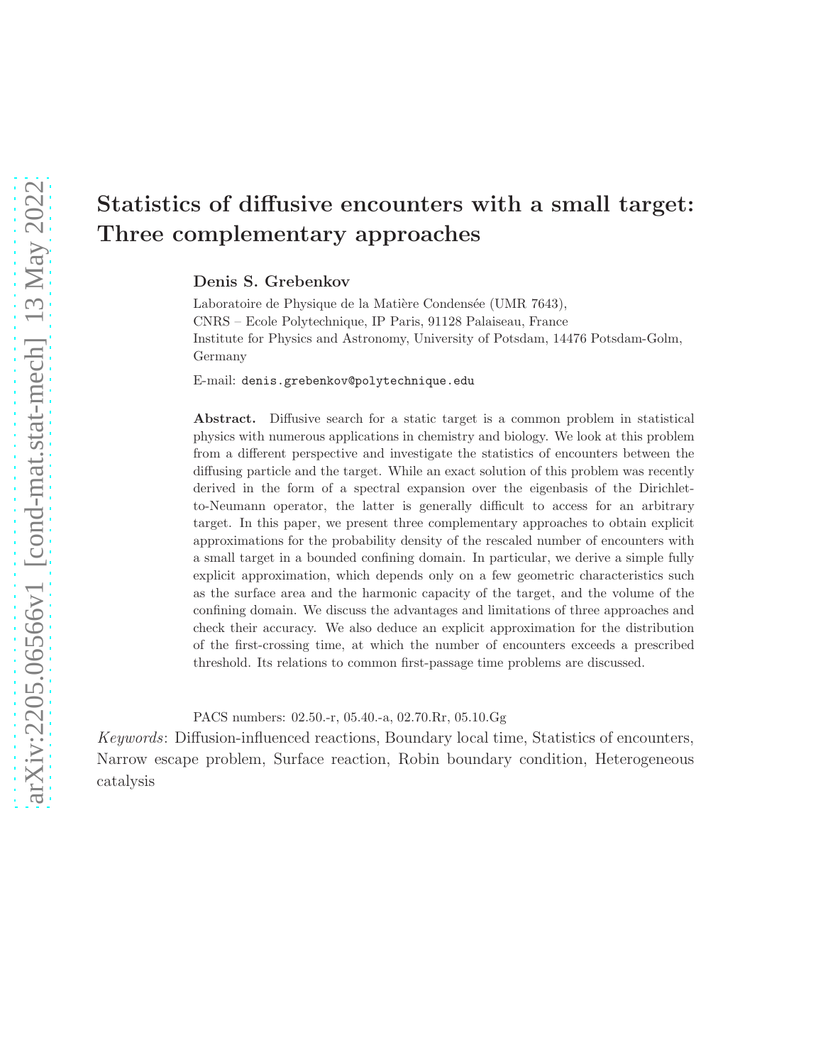# Statistics of diffusive encounters with a small target: Three complementary approaches

**Denis S. Grebenkov**

Laboratoire de Physique de la Matière Condensée (UMR 7643),
CNRS – Ecole Polytechnique, IP Paris, 91128 Palaiseau, France
Institute for Physics and Astronomy, University of Potsdam, 14476 Potsdam-Golm, Germany

E-mail: denis.grebenkov@polytechnique.edu

**Abstract.** Diffusive search for a static target is a common problem in statistical physics with numerous applications in chemistry and biology. We look at this problem from a different perspective and investigate the statistics of encounters between the diffusing particle and the target. While an exact solution of this problem was recently derived in the form of a spectral expansion over the eigenbasis of the Dirichlet-to-Neumann operator, the latter is generally difficult to access for an arbitrary target. In this paper, we present three complementary approaches to obtain explicit approximations for the probability density of the rescaled number of encounters with a small target in a bounded confining domain. In particular, we derive a simple fully explicit approximation, which depends only on a few geometric characteristics such as the surface area and the harmonic capacity of the target, and the volume of the confining domain. We discuss the advantages and limitations of three approaches and check their accuracy. We also deduce an explicit approximation for the distribution of the first-crossing time, at which the number of encounters exceeds a prescribed threshold. Its relations to common first-passage time problems are discussed.

PACS numbers: 02.50.-r, 05.40.-a, 02.70.Rr, 05.10.Gg

*Keywords*: Diffusion-influenced reactions, Boundary local time, Statistics of encounters, Narrow escape problem, Surface reaction, Robin boundary condition, Heterogeneous catalysis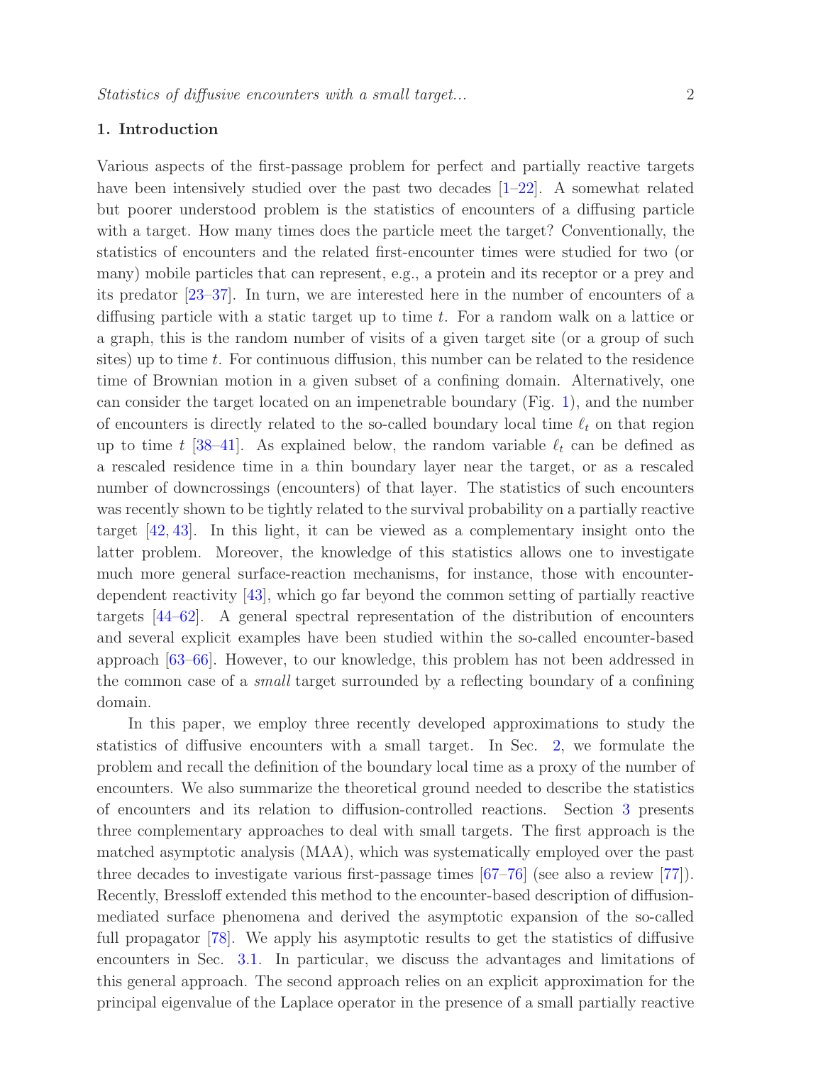## 1. Introduction

Various aspects of the first-passage problem for perfect and partially reactive targets have been intensively studied over the past two decades [1–22]. A somewhat related but poorer understood problem is the statistics of encounters of a diffusing particle with a target. How many times does the particle meet the target? Conventionally, the statistics of encounters and the related first-encounter times were studied for two (or many) mobile particles that can represent, e.g., a protein and its receptor or a prey and its predator [23–37]. In turn, we are interested here in the number of encounters of a diffusing particle with a static target up to time $t$. For a random walk on a lattice or a graph, this is the random number of visits of a given target site (or a group of such sites) up to time $t$. For continuous diffusion, this number can be related to the residence time of Brownian motion in a given subset of a confining domain. Alternatively, one can consider the target located on an impenetrable boundary (Fig. 1), and the number of encounters is directly related to the so-called boundary local time $\ell_t$ on that region up to time $t$ [38–41]. As explained below, the random variable $\ell_t$ can be defined as a rescaled residence time in a thin boundary layer near the target, or as a rescaled number of downcrossings (encounters) of that layer. The statistics of such encounters was recently shown to be tightly related to the survival probability on a partially reactive target [42, 43]. In this light, it can be viewed as a complementary insight onto the latter problem. Moreover, the knowledge of this statistics allows one to investigate much more general surface-reaction mechanisms, for instance, those with encounter-dependent reactivity [43], which go far beyond the common setting of partially reactive targets [44–62]. A general spectral representation of the distribution of encounters and several explicit examples have been studied within the so-called encounter-based approach [63–66]. However, to our knowledge, this problem has not been addressed in the common case of a *small* target surrounded by a reflecting boundary of a confining domain.

In this paper, we employ three recently developed approximations to study the statistics of diffusive encounters with a small target. In Sec. 2, we formulate the problem and recall the definition of the boundary local time as a proxy of the number of encounters. We also summarize the theoretical ground needed to describe the statistics of encounters and its relation to diffusion-controlled reactions. Section 3 presents three complementary approaches to deal with small targets. The first approach is the matched asymptotic analysis (MAA), which was systematically employed over the past three decades to investigate various first-passage times [67–76] (see also a review [77]). Recently, Bressloff extended this method to the encounter-based description of diffusion-mediated surface phenomena and derived the asymptotic expansion of the so-called full propagator [78]. We apply his asymptotic results to get the statistics of diffusive encounters in Sec. 3.1. In particular, we discuss the advantages and limitations of this general approach. The second approach relies on an explicit approximation for the principal eigenvalue of the Laplace operator in the presence of a small partially reactive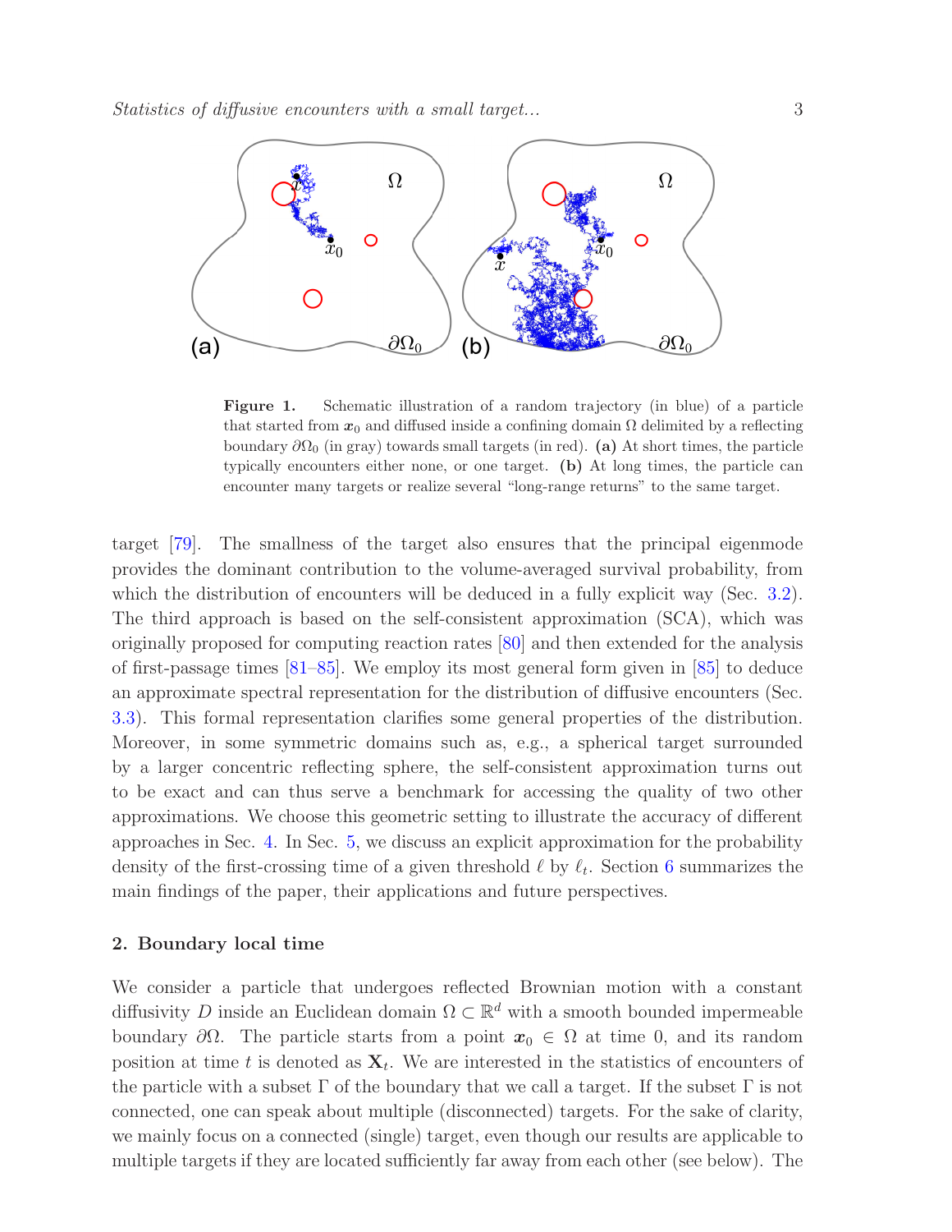**Figure 1.** Schematic illustration of a random trajectory (in blue) of a particle that started from $\boldsymbol{x}_0$ and diffused inside a confining domain $\Omega$ delimited by a reflecting boundary $\partial\Omega_0$ (in gray) towards small targets (in red). **(a)** At short times, the particle typically encounters either none, or one target. **(b)** At long times, the particle can encounter many targets or realize several "long-range returns" to the same target.

target [79]. The smallness of the target also ensures that the principal eigenmode provides the dominant contribution to the volume-averaged survival probability, from which the distribution of encounters will be deduced in a fully explicit way (Sec. 3.2). The third approach is based on the self-consistent approximation (SCA), which was originally proposed for computing reaction rates [80] and then extended for the analysis of first-passage times [81–85]. We employ its most general form given in [85] to deduce an approximate spectral representation for the distribution of diffusive encounters (Sec. 3.3). This formal representation clarifies some general properties of the distribution. Moreover, in some symmetric domains such as, e.g., a spherical target surrounded by a larger concentric reflecting sphere, the self-consistent approximation turns out to be exact and can thus serve a benchmark for accessing the quality of two other approximations. We choose this geometric setting to illustrate the accuracy of different approaches in Sec. 4. In Sec. 5, we discuss an explicit approximation for the probability density of the first-crossing time of a given threshold $\ell$ by $\ell_t$. Section 6 summarizes the main findings of the paper, their applications and future perspectives.

## 2. Boundary local time

We consider a particle that undergoes reflected Brownian motion with a constant diffusivity $D$ inside an Euclidean domain $\Omega \subset \mathbb{R}^d$ with a smooth bounded impermeable boundary $\partial\Omega$. The particle starts from a point $\boldsymbol{x}_0 \in \Omega$ at time 0, and its random position at time $t$ is denoted as $\mathbf{X}_t$. We are interested in the statistics of encounters of the particle with a subset $\Gamma$ of the boundary that we call a target. If the subset $\Gamma$ is not connected, one can speak about multiple (disconnected) targets. For the sake of clarity, we mainly focus on a connected (single) target, even though our results are applicable to multiple targets if they are located sufficiently far away from each other (see below). The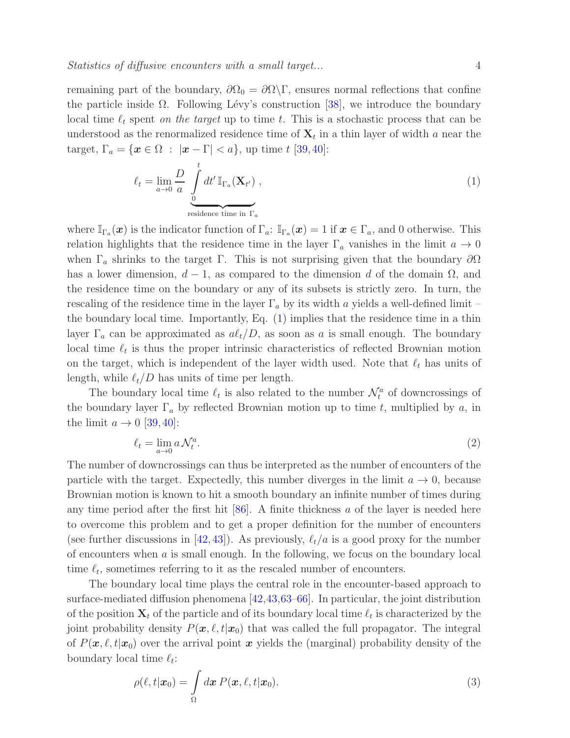remaining part of the boundary, $\partial\Omega_0 = \partial\Omega\backslash\Gamma$, ensures normal reflections that confine the particle inside $\Omega$. Following Lévy's construction [38], we introduce the boundary local time $\ell_t$ spent *on the target* up to time $t$. This is a stochastic process that can be understood as the renormalized residence time of $\mathbf{X}_t$ in a thin layer of width $a$ near the target, $\Gamma_a = \{\boldsymbol{x} \in \Omega \ : \ |\boldsymbol{x} - \Gamma| < a\}$, up time $t$ [39, 40]:

$$\ell_t = \lim_{a \to 0} \frac{D}{a} \underbrace{\int\limits_0^t dt' \, \mathbb{I}_{\Gamma_a}(\mathbf{X}_{t'})}_{\text{residence time in } \Gamma_a} , \tag{1}$$

where $\mathbb{I}_{\Gamma_a}(\boldsymbol{x})$ is the indicator function of $\Gamma_a$: $\mathbb{I}_{\Gamma_a}(\boldsymbol{x}) = 1$ if $\boldsymbol{x} \in \Gamma_a$, and 0 otherwise. This relation highlights that the residence time in the layer $\Gamma_a$ vanishes in the limit $a \to 0$ when $\Gamma_a$ shrinks to the target $\Gamma$. This is not surprising given that the boundary $\partial\Omega$ has a lower dimension, $d-1$, as compared to the dimension $d$ of the domain $\Omega$, and the residence time on the boundary or any of its subsets is strictly zero. In turn, the rescaling of the residence time in the layer $\Gamma_a$ by its width $a$ yields a well-defined limit – the boundary local time. Importantly, Eq. (1) implies that the residence time in a thin layer $\Gamma_a$ can be approximated as $a\ell_t/D$, as soon as $a$ is small enough. The boundary local time $\ell_t$ is thus the proper intrinsic characteristics of reflected Brownian motion on the target, which is independent of the layer width used. Note that $\ell_t$ has units of length, while $\ell_t/D$ has units of time per length.

The boundary local time $\ell_t$ is also related to the number $\mathcal{N}_t^a$ of downcrossings of the boundary layer $\Gamma_a$ by reflected Brownian motion up to time $t$, multiplied by $a$, in the limit $a \to 0$ [39, 40]:

$$\ell_t = \lim_{a \to 0} a \, \mathcal{N}_t^a. \tag{2}$$

The number of downcrossings can thus be interpreted as the number of encounters of the particle with the target. Expectedly, this number diverges in the limit $a \to 0$, because Brownian motion is known to hit a smooth boundary an infinite number of times during any time period after the first hit [86]. A finite thickness $a$ of the layer is needed here to overcome this problem and to get a proper definition for the number of encounters (see further discussions in [42, 43]). As previously, $\ell_t/a$ is a good proxy for the number of encounters when $a$ is small enough. In the following, we focus on the boundary local time $\ell_t$, sometimes referring to it as the rescaled number of encounters.

The boundary local time plays the central role in the encounter-based approach to surface-mediated diffusion phenomena [42, 43, 63–66]. In particular, the joint distribution of the position $\mathbf{X}_t$ of the particle and of its boundary local time $\ell_t$ is characterized by the joint probability density $P(\boldsymbol{x}, \ell, t|\boldsymbol{x}_0)$ that was called the full propagator. The integral of $P(\boldsymbol{x}, \ell, t|\boldsymbol{x}_0)$ over the arrival point $\boldsymbol{x}$ yields the (marginal) probability density of the boundary local time $\ell_t$:

$$\rho(\ell, t|\boldsymbol{x}_0) = \int\limits_\Omega d\boldsymbol{x} \, P(\boldsymbol{x}, \ell, t|\boldsymbol{x}_0). \tag{3}$$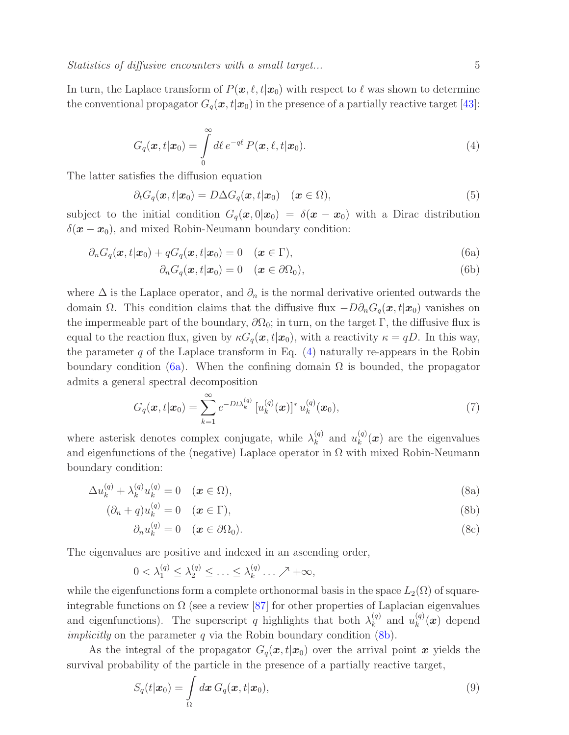In turn, the Laplace transform of $P(\boldsymbol{x}, \ell, t|\boldsymbol{x}_0)$ with respect to $\ell$ was shown to determine the conventional propagator $G_q(\boldsymbol{x}, t|\boldsymbol{x}_0)$ in the presence of a partially reactive target [43]:

$$G_q(\boldsymbol{x}, t|\boldsymbol{x}_0) = \int\limits_0^\infty d\ell \, e^{-q\ell} \, P(\boldsymbol{x}, \ell, t|\boldsymbol{x}_0). \tag{4}$$

The latter satisfies the diffusion equation

$$\partial_t G_q(\boldsymbol{x}, t|\boldsymbol{x}_0) = D\Delta G_q(\boldsymbol{x}, t|\boldsymbol{x}_0) \quad (\boldsymbol{x} \in \Omega), \tag{5}$$

subject to the initial condition $G_q(\boldsymbol{x}, 0|\boldsymbol{x}_0) = \delta(\boldsymbol{x} - \boldsymbol{x}_0)$ with a Dirac distribution $\delta(\boldsymbol{x} - \boldsymbol{x}_0)$, and mixed Robin-Neumann boundary condition:

$$\partial_n G_q(\boldsymbol{x}, t|\boldsymbol{x}_0) + qG_q(\boldsymbol{x}, t|\boldsymbol{x}_0) = 0 \quad (\boldsymbol{x} \in \Gamma), \tag{6a}$$

$$\partial_n G_q(\boldsymbol{x}, t|\boldsymbol{x}_0) = 0 \quad (\boldsymbol{x} \in \partial\Omega_0), \tag{6b}$$

where $\Delta$ is the Laplace operator, and $\partial_n$ is the normal derivative oriented outwards the domain $\Omega$. This condition claims that the diffusive flux $-D\partial_n G_q(\boldsymbol{x}, t|\boldsymbol{x}_0)$ vanishes on the impermeable part of the boundary, $\partial\Omega_0$; in turn, on the target $\Gamma$, the diffusive flux is equal to the reaction flux, given by $\kappa G_q(\boldsymbol{x}, t|\boldsymbol{x}_0)$, with a reactivity $\kappa = qD$. In this way, the parameter $q$ of the Laplace transform in Eq. (4) naturally re-appears in the Robin boundary condition (6a). When the confining domain $\Omega$ is bounded, the propagator admits a general spectral decomposition

$$G_q(\boldsymbol{x}, t|\boldsymbol{x}_0) = \sum_{k=1}^\infty e^{-Dt\lambda_k^{(q)}} \, [u_k^{(q)}(\boldsymbol{x})]^* \, u_k^{(q)}(\boldsymbol{x}_0), \tag{7}$$

where asterisk denotes complex conjugate, while $\lambda_k^{(q)}$ and $u_k^{(q)}(\boldsymbol{x})$ are the eigenvalues and eigenfunctions of the (negative) Laplace operator in $\Omega$ with mixed Robin-Neumann boundary condition:

$$\Delta u_k^{(q)} + \lambda_k^{(q)} u_k^{(q)} = 0 \quad (\boldsymbol{x} \in \Omega), \tag{8a}$$

$$(\partial_n + q) u_k^{(q)} = 0 \quad (\boldsymbol{x} \in \Gamma), \tag{8b}$$

$$\partial_n u_k^{(q)} = 0 \quad (\boldsymbol{x} \in \partial\Omega_0). \tag{8c}$$

The eigenvalues are positive and indexed in an ascending order,

$$0 < \lambda_1^{(q)} \leq \lambda_2^{(q)} \leq \ldots \leq \lambda_k^{(q)} \ldots \nearrow +\infty,$$

while the eigenfunctions form a complete orthonormal basis in the space $L_2(\Omega)$ of square-integrable functions on $\Omega$ (see a review [87] for other properties of Laplacian eigenvalues and eigenfunctions). The superscript $q$ highlights that both $\lambda_k^{(q)}$ and $u_k^{(q)}(\boldsymbol{x})$ depend *implicitly* on the parameter $q$ via the Robin boundary condition (8b).

As the integral of the propagator $G_q(\boldsymbol{x}, t|\boldsymbol{x}_0)$ over the arrival point $\boldsymbol{x}$ yields the survival probability of the particle in the presence of a partially reactive target,

$$S_q(t|\boldsymbol{x}_0) = \int\limits_\Omega d\boldsymbol{x} \, G_q(\boldsymbol{x}, t|\boldsymbol{x}_0), \tag{9}$$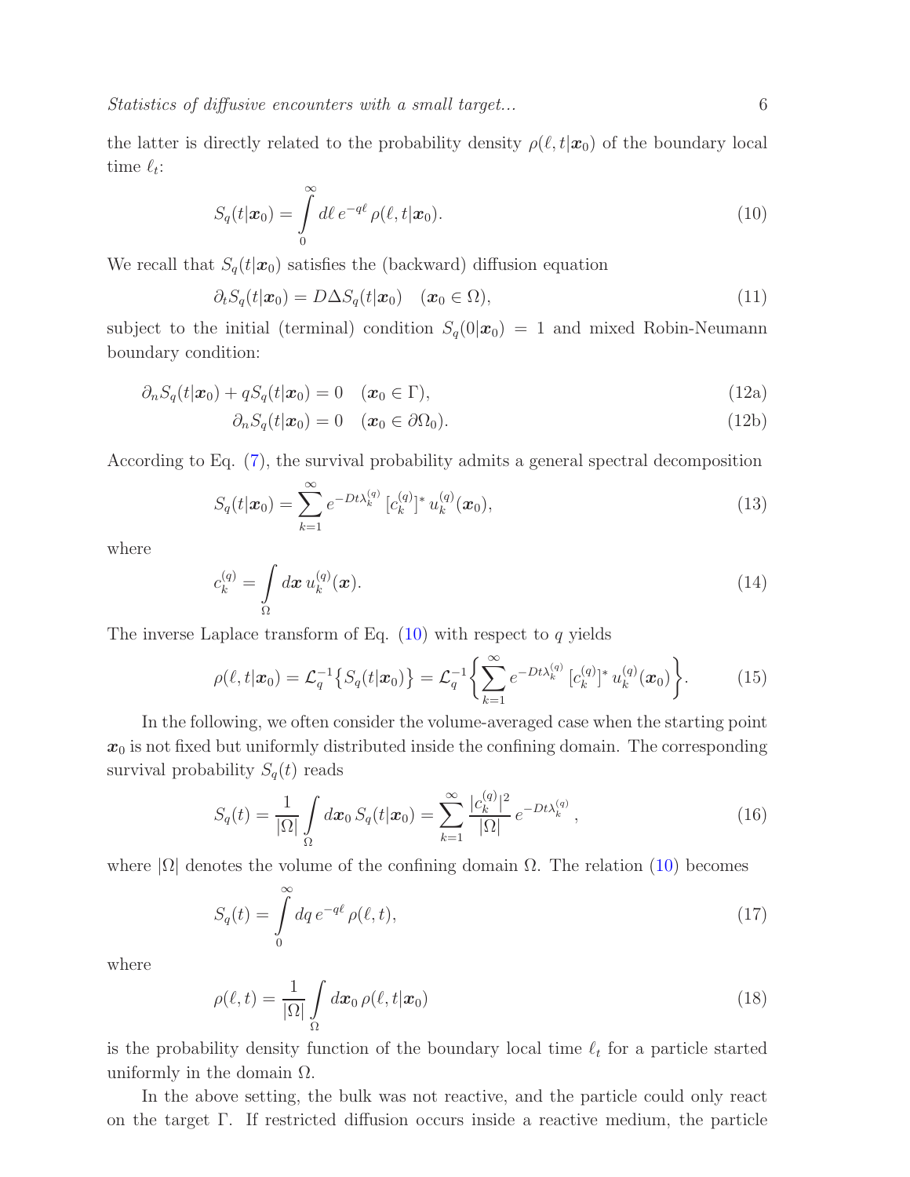the latter is directly related to the probability density $\rho(\ell, t|\boldsymbol{x}_0)$ of the boundary local time $\ell_t$:

$$S_q(t|\boldsymbol{x}_0) = \int\limits_0^\infty d\ell \, e^{-q\ell} \, \rho(\ell, t|\boldsymbol{x}_0). \tag{10}$$

We recall that $S_q(t|\boldsymbol{x}_0)$ satisfies the (backward) diffusion equation

$$\partial_t S_q(t|\boldsymbol{x}_0) = D\Delta S_q(t|\boldsymbol{x}_0) \quad (\boldsymbol{x}_0 \in \Omega), \tag{11}$$

subject to the initial (terminal) condition $S_q(0|\boldsymbol{x}_0) = 1$ and mixed Robin-Neumann boundary condition:

$$\partial_n S_q(t|\boldsymbol{x}_0) + qS_q(t|\boldsymbol{x}_0) = 0 \quad (\boldsymbol{x}_0 \in \Gamma), \tag{12a}$$

$$\partial_n S_q(t|\boldsymbol{x}_0) = 0 \quad (\boldsymbol{x}_0 \in \partial\Omega_0). \tag{12b}$$

According to Eq. (7), the survival probability admits a general spectral decomposition

$$S_q(t|\boldsymbol{x}_0) = \sum_{k=1}^\infty e^{-Dt\lambda_k^{(q)}} \, [c_k^{(q)}]^* \, u_k^{(q)}(\boldsymbol{x}_0), \tag{13}$$

where

$$c_k^{(q)} = \int\limits_\Omega d\boldsymbol{x} \, u_k^{(q)}(\boldsymbol{x}). \tag{14}$$

The inverse Laplace transform of Eq. (10) with respect to $q$ yields

$$\rho(\ell, t|\boldsymbol{x}_0) = \mathcal{L}_q^{-1}\{S_q(t|\boldsymbol{x}_0)\} = \mathcal{L}_q^{-1}\biggl\{\sum_{k=1}^\infty e^{-Dt\lambda_k^{(q)}} \, [c_k^{(q)}]^* \, u_k^{(q)}(\boldsymbol{x}_0)\biggr\}. \tag{15}$$

In the following, we often consider the volume-averaged case when the starting point $\boldsymbol{x}_0$ is not fixed but uniformly distributed inside the confining domain. The corresponding survival probability $S_q(t)$ reads

$$S_q(t) = \frac{1}{|\Omega|} \int\limits_\Omega d\boldsymbol{x}_0 \, S_q(t|\boldsymbol{x}_0) = \sum_{k=1}^\infty \frac{|c_k^{(q)}|^2}{|\Omega|} \, e^{-Dt\lambda_k^{(q)}} , \tag{16}$$

where $|\Omega|$ denotes the volume of the confining domain $\Omega$. The relation (10) becomes

$$S_q(t) = \int\limits_0^\infty dq \, e^{-q\ell} \, \rho(\ell, t), \tag{17}$$

where

$$\rho(\ell, t) = \frac{1}{|\Omega|} \int\limits_\Omega d\boldsymbol{x}_0 \, \rho(\ell, t|\boldsymbol{x}_0) \tag{18}$$

is the probability density function of the boundary local time $\ell_t$ for a particle started uniformly in the domain $\Omega$.

In the above setting, the bulk was not reactive, and the particle could only react on the target $\Gamma$. If restricted diffusion occurs inside a reactive medium, the particle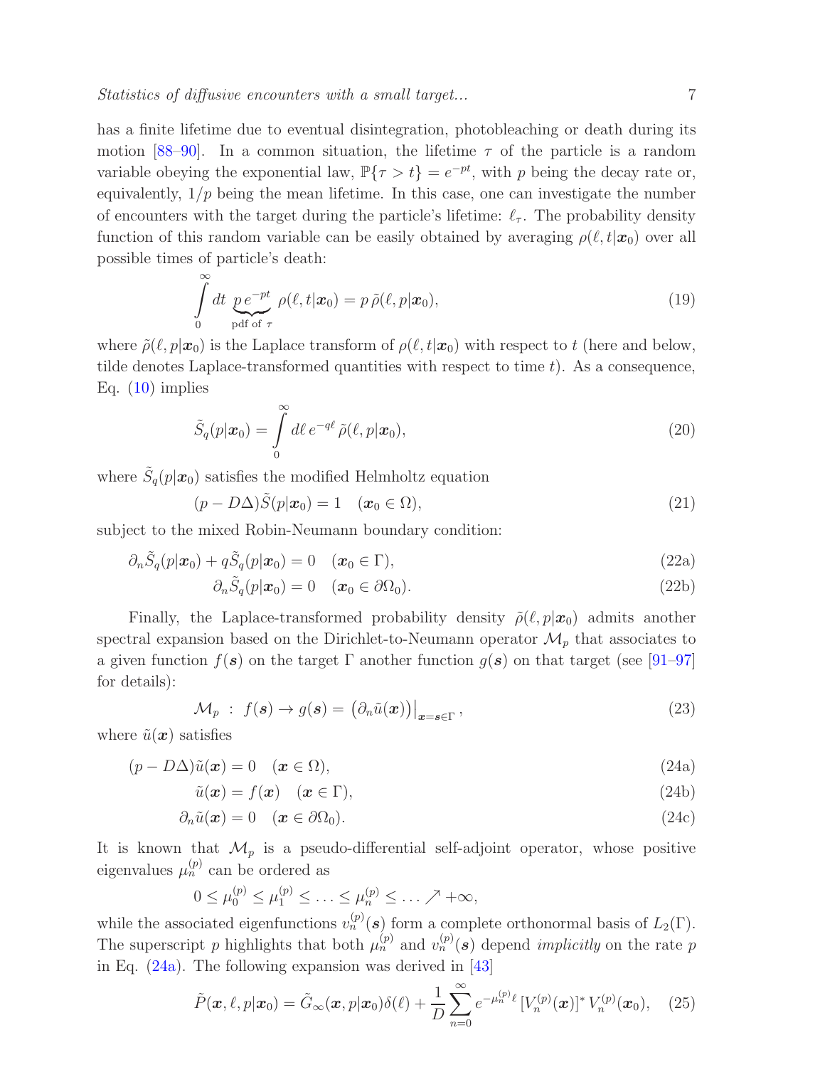has a finite lifetime due to eventual disintegration, photobleaching or death during its motion [88–90]. In a common situation, the lifetime $\tau$ of the particle is a random variable obeying the exponential law, $\mathbb{P}\{\tau > t\} = e^{-pt}$, with $p$ being the decay rate or, equivalently, $1/p$ being the mean lifetime. In this case, one can investigate the number of encounters with the target during the particle's lifetime: $\ell_\tau$. The probability density function of this random variable can be easily obtained by averaging $\rho(\ell, t|\boldsymbol{x}_0)$ over all possible times of particle's death:

$$\int\limits_0^\infty dt \, \underbrace{p\, e^{-pt}}_{\text{pdf of } \tau} \, \rho(\ell, t|\boldsymbol{x}_0) = p\, \tilde{\rho}(\ell, p|\boldsymbol{x}_0), \tag{19}$$

where $\tilde{\rho}(\ell, p|\boldsymbol{x}_0)$ is the Laplace transform of $\rho(\ell, t|\boldsymbol{x}_0)$ with respect to $t$ (here and below, tilde denotes Laplace-transformed quantities with respect to time $t$). As a consequence, Eq. (10) implies

$$\tilde{S}_q(p|\boldsymbol{x}_0) = \int\limits_0^\infty d\ell \, e^{-q\ell} \, \tilde{\rho}(\ell, p|\boldsymbol{x}_0), \tag{20}$$

where $\tilde{S}_q(p|\boldsymbol{x}_0)$ satisfies the modified Helmholtz equation

$$(p - D\Delta)\tilde{S}(p|\boldsymbol{x}_0) = 1 \quad (\boldsymbol{x}_0 \in \Omega), \tag{21}$$

subject to the mixed Robin-Neumann boundary condition:

$$\partial_n \tilde{S}_q(p|\boldsymbol{x}_0) + q\tilde{S}_q(p|\boldsymbol{x}_0) = 0 \quad (\boldsymbol{x}_0 \in \Gamma), \tag{22a}$$

$$\partial_n \tilde{S}_q(p|\boldsymbol{x}_0) = 0 \quad (\boldsymbol{x}_0 \in \partial\Omega_0). \tag{22b}$$

Finally, the Laplace-transformed probability density $\tilde{\rho}(\ell, p|\boldsymbol{x}_0)$ admits another spectral expansion based on the Dirichlet-to-Neumann operator $\mathcal{M}_p$ that associates to a given function $f(\boldsymbol{s})$ on the target $\Gamma$ another function $g(\boldsymbol{s})$ on that target (see [91–97] for details):

$$\mathcal{M}_p \ : \ f(\boldsymbol{s}) \to g(\boldsymbol{s}) = \left(\partial_n \tilde{u}(\boldsymbol{x})\right)\big|_{\boldsymbol{x}=\boldsymbol{s}\in\Gamma}, \tag{23}$$

where $\tilde{u}(\boldsymbol{x})$ satisfies

$$(p - D\Delta)\tilde{u}(\boldsymbol{x}) = 0 \quad (\boldsymbol{x} \in \Omega), \tag{24a}$$

$$\tilde{u}(\boldsymbol{x}) = f(\boldsymbol{x}) \quad (\boldsymbol{x} \in \Gamma), \tag{24b}$$

$$\partial_n \tilde{u}(\boldsymbol{x}) = 0 \quad (\boldsymbol{x} \in \partial\Omega_0). \tag{24c}$$

It is known that $\mathcal{M}_p$ is a pseudo-differential self-adjoint operator, whose positive eigenvalues $\mu_n^{(p)}$ can be ordered as

$$0 \le \mu_0^{(p)} \le \mu_1^{(p)} \le \ldots \le \mu_n^{(p)} \le \ldots \nearrow +\infty,$$

while the associated eigenfunctions $v_n^{(p)}(\boldsymbol{s})$ form a complete orthonormal basis of $L_2(\Gamma)$. The superscript $p$ highlights that both $\mu_n^{(p)}$ and $v_n^{(p)}(\boldsymbol{s})$ depend *implicitly* on the rate $p$ in Eq. (24a). The following expansion was derived in [43]

$$\tilde{P}(\boldsymbol{x}, \ell, p|\boldsymbol{x}_0) = \tilde{G}_\infty(\boldsymbol{x}, p|\boldsymbol{x}_0)\delta(\ell) + \frac{1}{D}\sum_{n=0}^\infty e^{-\mu_n^{(p)}\ell}\,[V_n^{(p)}(\boldsymbol{x})]^*\, V_n^{(p)}(\boldsymbol{x}_0), \tag{25}$$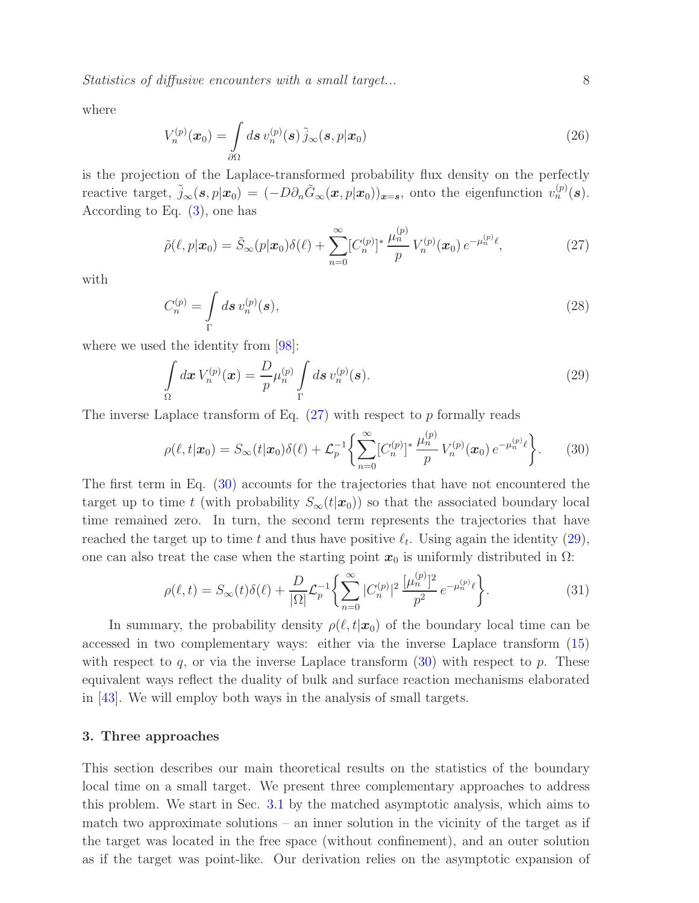where

$$V_n^{(p)}(\boldsymbol{x}_0) = \int\limits_{\partial\Omega} d\boldsymbol{s}\, v_n^{(p)}(\boldsymbol{s})\, \tilde{j}_\infty(\boldsymbol{s},p|\boldsymbol{x}_0) \tag{26}$$

is the projection of the Laplace-transformed probability flux density on the perfectly reactive target, $\tilde{j}_\infty(\boldsymbol{s},p|\boldsymbol{x}_0) = (-D\partial_n \tilde{G}_\infty(\boldsymbol{x},p|\boldsymbol{x}_0))_{\boldsymbol{x}=\boldsymbol{s}}$, onto the eigenfunction $v_n^{(p)}(\boldsymbol{s})$. According to Eq. (3), one has

$$\tilde{\rho}(\ell,p|\boldsymbol{x}_0) = \tilde{S}_\infty(p|\boldsymbol{x}_0)\delta(\ell) + \sum_{n=0}^\infty [C_n^{(p)}]^* \, \frac{\mu_n^{(p)}}{p}\, V_n^{(p)}(\boldsymbol{x}_0)\, e^{-\mu_n^{(p)}\ell}, \tag{27}$$

with

$$C_n^{(p)} = \int\limits_{\Gamma} d\boldsymbol{s}\, v_n^{(p)}(\boldsymbol{s}), \tag{28}$$

where we used the identity from [98]:

$$\int\limits_{\Omega} d\boldsymbol{x}\, V_n^{(p)}(\boldsymbol{x}) = \frac{D}{p}\mu_n^{(p)} \int\limits_{\Gamma} d\boldsymbol{s}\, v_n^{(p)}(\boldsymbol{s}). \tag{29}$$

The inverse Laplace transform of Eq. (27) with respect to $p$ formally reads

$$\rho(\ell,t|\boldsymbol{x}_0) = S_\infty(t|\boldsymbol{x}_0)\delta(\ell) + \mathcal{L}_p^{-1}\biggl\{\sum_{n=0}^\infty [C_n^{(p)}]^* \, \frac{\mu_n^{(p)}}{p}\, V_n^{(p)}(\boldsymbol{x}_0)\, e^{-\mu_n^{(p)}\ell}\biggr\}. \tag{30}$$

The first term in Eq. (30) accounts for the trajectories that have not encountered the target up to time $t$ (with probability $S_\infty(t|\boldsymbol{x}_0)$) so that the associated boundary local time remained zero. In turn, the second term represents the trajectories that have reached the target up to time $t$ and thus have positive $\ell_t$. Using again the identity (29), one can also treat the case when the starting point $\boldsymbol{x}_0$ is uniformly distributed in $\Omega$:

$$\rho(\ell,t) = S_\infty(t)\delta(\ell) + \frac{D}{|\Omega|}\mathcal{L}_p^{-1}\biggl\{\sum_{n=0}^\infty |C_n^{(p)}|^2\, \frac{[\mu_n^{(p)}]^2}{p^2}\, e^{-\mu_n^{(p)}\ell}\biggr\}. \tag{31}$$

In summary, the probability density $\rho(\ell,t|\boldsymbol{x}_0)$ of the boundary local time can be accessed in two complementary ways: either via the inverse Laplace transform (15) with respect to $q$, or via the inverse Laplace transform (30) with respect to $p$. These equivalent ways reflect the duality of bulk and surface reaction mechanisms elaborated in [43]. We will employ both ways in the analysis of small targets.

## 3. Three approaches

This section describes our main theoretical results on the statistics of the boundary local time on a small target. We present three complementary approaches to address this problem. We start in Sec. 3.1 by the matched asymptotic analysis, which aims to match two approximate solutions – an inner solution in the vicinity of the target as if the target was located in the free space (without confinement), and an outer solution as if the target was point-like. Our derivation relies on the asymptotic expansion of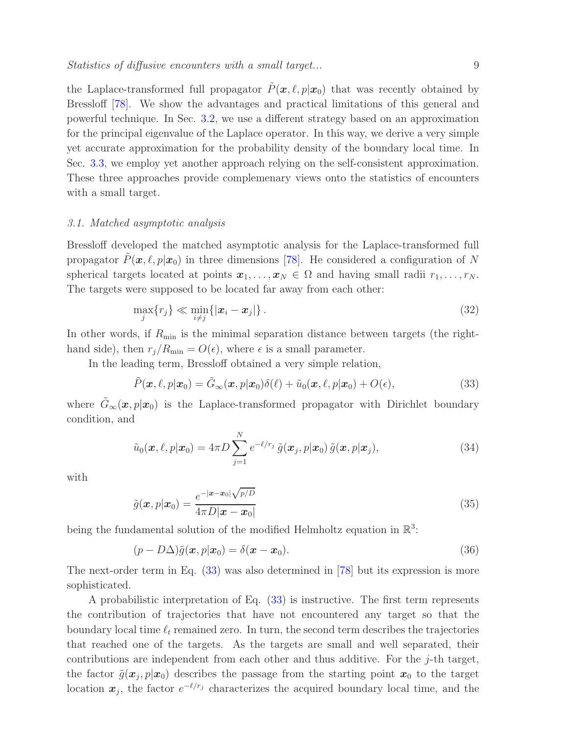the Laplace-transformed full propagator $\tilde{P}(\boldsymbol{x}, \ell, p|\boldsymbol{x}_0)$ that was recently obtained by Bressloff [78]. We show the advantages and practical limitations of this general and powerful technique. In Sec. 3.2, we use a different strategy based on an approximation for the principal eigenvalue of the Laplace operator. In this way, we derive a very simple yet accurate approximation for the probability density of the boundary local time. In Sec. 3.3, we employ yet another approach relying on the self-consistent approximation. These three approaches provide complemenary views onto the statistics of encounters with a small target.

### *3.1. Matched asymptotic analysis*

Bressloff developed the matched asymptotic analysis for the Laplace-transformed full propagator $\tilde{P}(\boldsymbol{x}, \ell, p|\boldsymbol{x}_0)$ in three dimensions [78]. He considered a configuration of $N$ spherical targets located at points $\boldsymbol{x}_1, \ldots, \boldsymbol{x}_N \in \Omega$ and having small radii $r_1, \ldots, r_N$. The targets were supposed to be located far away from each other:

$$\max_j \{r_j\} \ll \min_{i \neq j} \{|\boldsymbol{x}_i - \boldsymbol{x}_j|\}. \tag{32}$$

In other words, if $R_{\min}$ is the minimal separation distance between targets (the right-hand side), then $r_j/R_{\min} = O(\epsilon)$, where $\epsilon$ is a small parameter.

In the leading term, Bressloff obtained a very simple relation,

$$\tilde{P}(\boldsymbol{x}, \ell, p|\boldsymbol{x}_0) = \tilde{G}_\infty(\boldsymbol{x}, p|\boldsymbol{x}_0)\delta(\ell) + \tilde{u}_0(\boldsymbol{x}, \ell, p|\boldsymbol{x}_0) + O(\epsilon), \tag{33}$$

where $\tilde{G}_\infty(\boldsymbol{x}, p|\boldsymbol{x}_0)$ is the Laplace-transformed propagator with Dirichlet boundary condition, and

$$\tilde{u}_0(\boldsymbol{x}, \ell, p|\boldsymbol{x}_0) = 4\pi D \sum_{j=1}^{N} e^{-\ell/r_j}\, \tilde{g}(\boldsymbol{x}_j, p|\boldsymbol{x}_0)\, \tilde{g}(\boldsymbol{x}, p|\boldsymbol{x}_j), \tag{34}$$

with

$$\tilde{g}(\boldsymbol{x}, p|\boldsymbol{x}_0) = \frac{e^{-|\boldsymbol{x}-\boldsymbol{x}_0|\sqrt{p/D}}}{4\pi D|\boldsymbol{x}-\boldsymbol{x}_0|} \tag{35}$$

being the fundamental solution of the modified Helmholtz equation in $\mathbb{R}^3$:

$$(p - D\Delta)\tilde{g}(\boldsymbol{x}, p|\boldsymbol{x}_0) = \delta(\boldsymbol{x} - \boldsymbol{x}_0). \tag{36}$$

The next-order term in Eq. (33) was also determined in [78] but its expression is more sophisticated.

A probabilistic interpretation of Eq. (33) is instructive. The first term represents the contribution of trajectories that have not encountered any target so that the boundary local time $\ell_t$ remained zero. In turn, the second term describes the trajectories that reached one of the targets. As the targets are small and well separated, their contributions are independent from each other and thus additive. For the $j$-th target, the factor $\tilde{g}(\boldsymbol{x}_j, p|\boldsymbol{x}_0)$ describes the passage from the starting point $\boldsymbol{x}_0$ to the target location $\boldsymbol{x}_j$, the factor $e^{-\ell/r_j}$ characterizes the acquired boundary local time, and the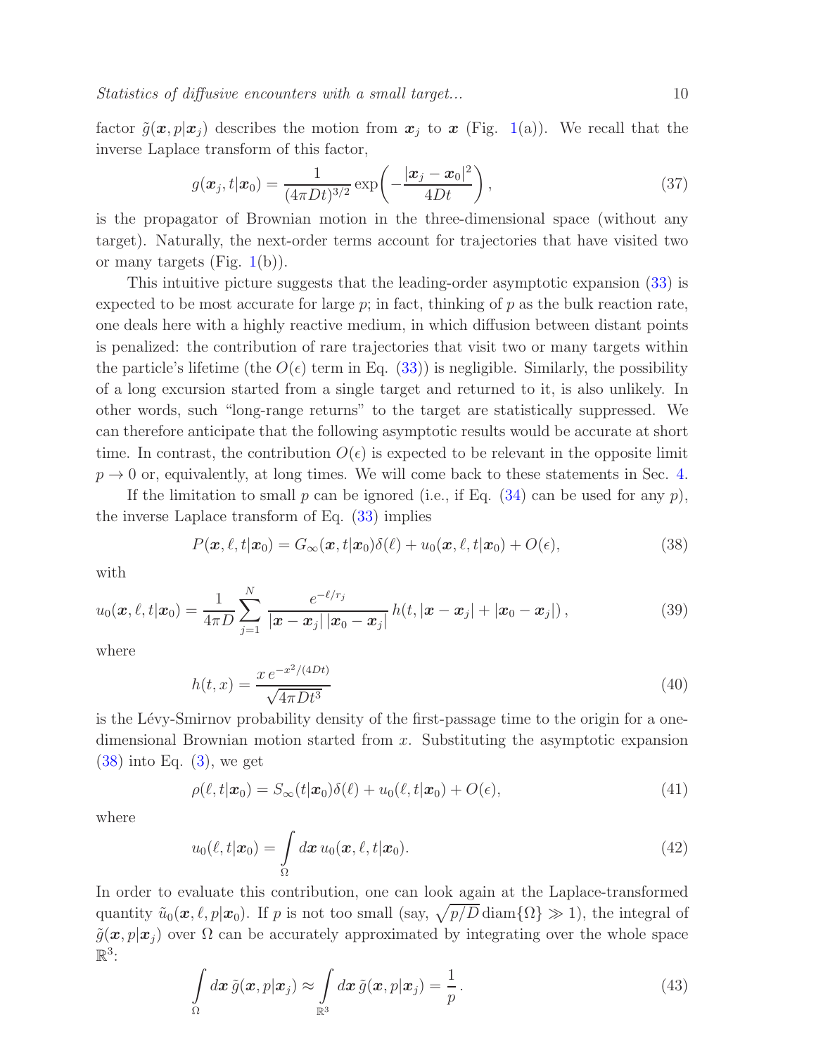factor $\tilde{g}(\boldsymbol{x}, p|\boldsymbol{x}_j)$ describes the motion from $\boldsymbol{x}_j$ to $\boldsymbol{x}$ (Fig. 1(a)). We recall that the inverse Laplace transform of this factor,

$$g(\boldsymbol{x}_j, t|\boldsymbol{x}_0) = \frac{1}{(4\pi D t)^{3/2}} \exp\!\left( -\frac{|\boldsymbol{x}_j - \boldsymbol{x}_0|^2}{4Dt} \right), \tag{37}$$

is the propagator of Brownian motion in the three-dimensional space (without any target). Naturally, the next-order terms account for trajectories that have visited two or many targets (Fig. 1(b)).

This intuitive picture suggests that the leading-order asymptotic expansion (33) is expected to be most accurate for large $p$; in fact, thinking of $p$ as the bulk reaction rate, one deals here with a highly reactive medium, in which diffusion between distant points is penalized: the contribution of rare trajectories that visit two or many targets within the particle's lifetime (the $O(\epsilon)$ term in Eq. (33)) is negligible. Similarly, the possibility of a long excursion started from a single target and returned to it, is also unlikely. In other words, such "long-range returns" to the target are statistically suppressed. We can therefore anticipate that the following asymptotic results would be accurate at short time. In contrast, the contribution $O(\epsilon)$ is expected to be relevant in the opposite limit $p \to 0$ or, equivalently, at long times. We will come back to these statements in Sec. 4.

If the limitation to small $p$ can be ignored (i.e., if Eq. (34) can be used for any $p$), the inverse Laplace transform of Eq. (33) implies

$$P(\boldsymbol{x}, \ell, t|\boldsymbol{x}_0) = G_\infty(\boldsymbol{x}, t|\boldsymbol{x}_0)\delta(\ell) + u_0(\boldsymbol{x}, \ell, t|\boldsymbol{x}_0) + O(\epsilon), \tag{38}$$

with

$$u_0(\boldsymbol{x}, \ell, t|\boldsymbol{x}_0) = \frac{1}{4\pi D} \sum_{j=1}^{N} \frac{e^{-\ell/r_j}}{|\boldsymbol{x} - \boldsymbol{x}_j|\,|\boldsymbol{x}_0 - \boldsymbol{x}_j|}\, h(t, |\boldsymbol{x} - \boldsymbol{x}_j| + |\boldsymbol{x}_0 - \boldsymbol{x}_j|)\,, \tag{39}$$

where

$$h(t, x) = \frac{x\, e^{-x^2/(4Dt)}}{\sqrt{4\pi D t^3}} \tag{40}$$

is the Lévy-Smirnov probability density of the first-passage time to the origin for a one-dimensional Brownian motion started from $x$. Substituting the asymptotic expansion (38) into Eq. (3), we get

$$\rho(\ell, t|\boldsymbol{x}_0) = S_\infty(t|\boldsymbol{x}_0)\delta(\ell) + u_0(\ell, t|\boldsymbol{x}_0) + O(\epsilon), \tag{41}$$

where

$$u_0(\ell, t|\boldsymbol{x}_0) = \int\limits_{\Omega} d\boldsymbol{x}\, u_0(\boldsymbol{x}, \ell, t|\boldsymbol{x}_0). \tag{42}$$

In order to evaluate this contribution, one can look again at the Laplace-transformed quantity $\tilde{u}_0(\boldsymbol{x}, \ell, p|\boldsymbol{x}_0)$. If $p$ is not too small (say, $\sqrt{p/D}\,\mathrm{diam}\{\Omega\} \gg 1$), the integral of $\tilde{g}(\boldsymbol{x}, p|\boldsymbol{x}_j)$ over $\Omega$ can be accurately approximated by integrating over the whole space $\mathbb{R}^3$:

$$\int\limits_{\Omega} d\boldsymbol{x}\, \tilde{g}(\boldsymbol{x}, p|\boldsymbol{x}_j) \approx \int\limits_{\mathbb{R}^3} d\boldsymbol{x}\, \tilde{g}(\boldsymbol{x}, p|\boldsymbol{x}_j) = \frac{1}{p}\,. \tag{43}$$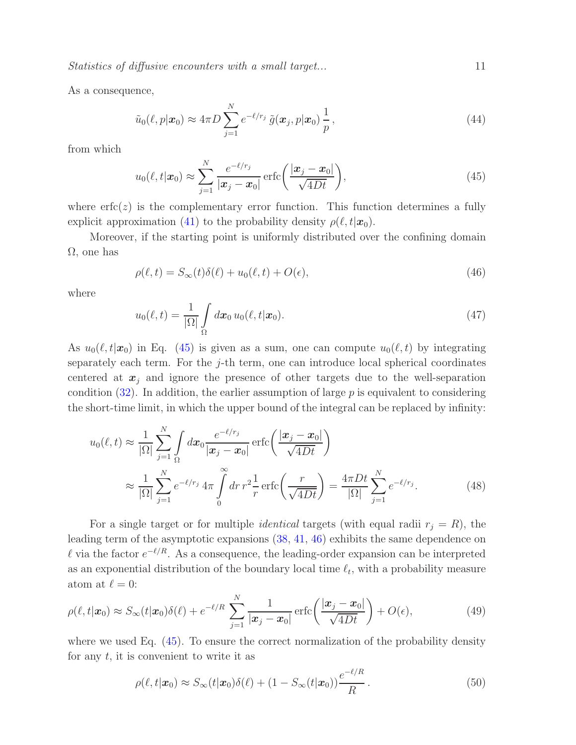As a consequence,

$$\tilde{u}_0(\ell, p|\boldsymbol{x}_0) \approx 4\pi D \sum_{j=1}^{N} e^{-\ell/r_j} \, \tilde{g}(\boldsymbol{x}_j, p|\boldsymbol{x}_0) \, \frac{1}{p} \,, \tag{44}$$

from which

$$u_0(\ell, t|\boldsymbol{x}_0) \approx \sum_{j=1}^{N} \frac{e^{-\ell/r_j}}{|\boldsymbol{x}_j - \boldsymbol{x}_0|} \, \mathrm{erfc}\biggl(\frac{|\boldsymbol{x}_j - \boldsymbol{x}_0|}{\sqrt{4Dt}}\biggr), \tag{45}$$

where $\mathrm{erfc}(z)$ is the complementary error function. This function determines a fully explicit approximation (41) to the probability density $\rho(\ell, t|\boldsymbol{x}_0)$.

Moreover, if the starting point is uniformly distributed over the confining domain $\Omega$, one has

$$\rho(\ell, t) = S_\infty(t)\delta(\ell) + u_0(\ell, t) + O(\epsilon), \tag{46}$$

where

$$u_0(\ell, t) = \frac{1}{|\Omega|} \int\limits_{\Omega} d\boldsymbol{x}_0 \, u_0(\ell, t|\boldsymbol{x}_0). \tag{47}$$

As $u_0(\ell, t|\boldsymbol{x}_0)$ in Eq. (45) is given as a sum, one can compute $u_0(\ell, t)$ by integrating separately each term. For the $j$-th term, one can introduce local spherical coordinates centered at $\boldsymbol{x}_j$ and ignore the presence of other targets due to the well-separation condition (32). In addition, the earlier assumption of large $p$ is equivalent to considering the short-time limit, in which the upper bound of the integral can be replaced by infinity:

$$\begin{aligned} u_0(\ell, t) &\approx \frac{1}{|\Omega|} \sum_{j=1}^{N} \int\limits_{\Omega} d\boldsymbol{x}_0 \frac{e^{-\ell/r_j}}{|\boldsymbol{x}_j - \boldsymbol{x}_0|} \, \mathrm{erfc}\biggl(\frac{|\boldsymbol{x}_j - \boldsymbol{x}_0|}{\sqrt{4Dt}}\biggr) \\ &\approx \frac{1}{|\Omega|} \sum_{j=1}^{N} e^{-\ell/r_j} \, 4\pi \int\limits_{0}^{\infty} dr \, r^2 \frac{1}{r} \, \mathrm{erfc}\biggl(\frac{r}{\sqrt{4Dt}}\biggr) = \frac{4\pi D t}{|\Omega|} \sum_{j=1}^{N} e^{-\ell/r_j}. \end{aligned} \tag{48}$$

For a single target or for multiple *identical* targets (with equal radii $r_j = R$), the leading term of the asymptotic expansions (38, 41, 46) exhibits the same dependence on $\ell$ via the factor $e^{-\ell/R}$. As a consequence, the leading-order expansion can be interpreted as an exponential distribution of the boundary local time $\ell_t$, with a probability measure atom at $\ell = 0$:

$$\rho(\ell, t|\boldsymbol{x}_0) \approx S_\infty(t|\boldsymbol{x}_0)\delta(\ell) + e^{-\ell/R} \sum_{j=1}^{N} \frac{1}{|\boldsymbol{x}_j - \boldsymbol{x}_0|} \, \mathrm{erfc}\biggl(\frac{|\boldsymbol{x}_j - \boldsymbol{x}_0|}{\sqrt{4Dt}}\biggr) + O(\epsilon), \tag{49}$$

where we used Eq. (45). To ensure the correct normalization of the probability density for any $t$, it is convenient to write it as

$$\rho(\ell, t|\boldsymbol{x}_0) \approx S_\infty(t|\boldsymbol{x}_0)\delta(\ell) + (1 - S_\infty(t|\boldsymbol{x}_0)) \frac{e^{-\ell/R}}{R} \,. \tag{50}$$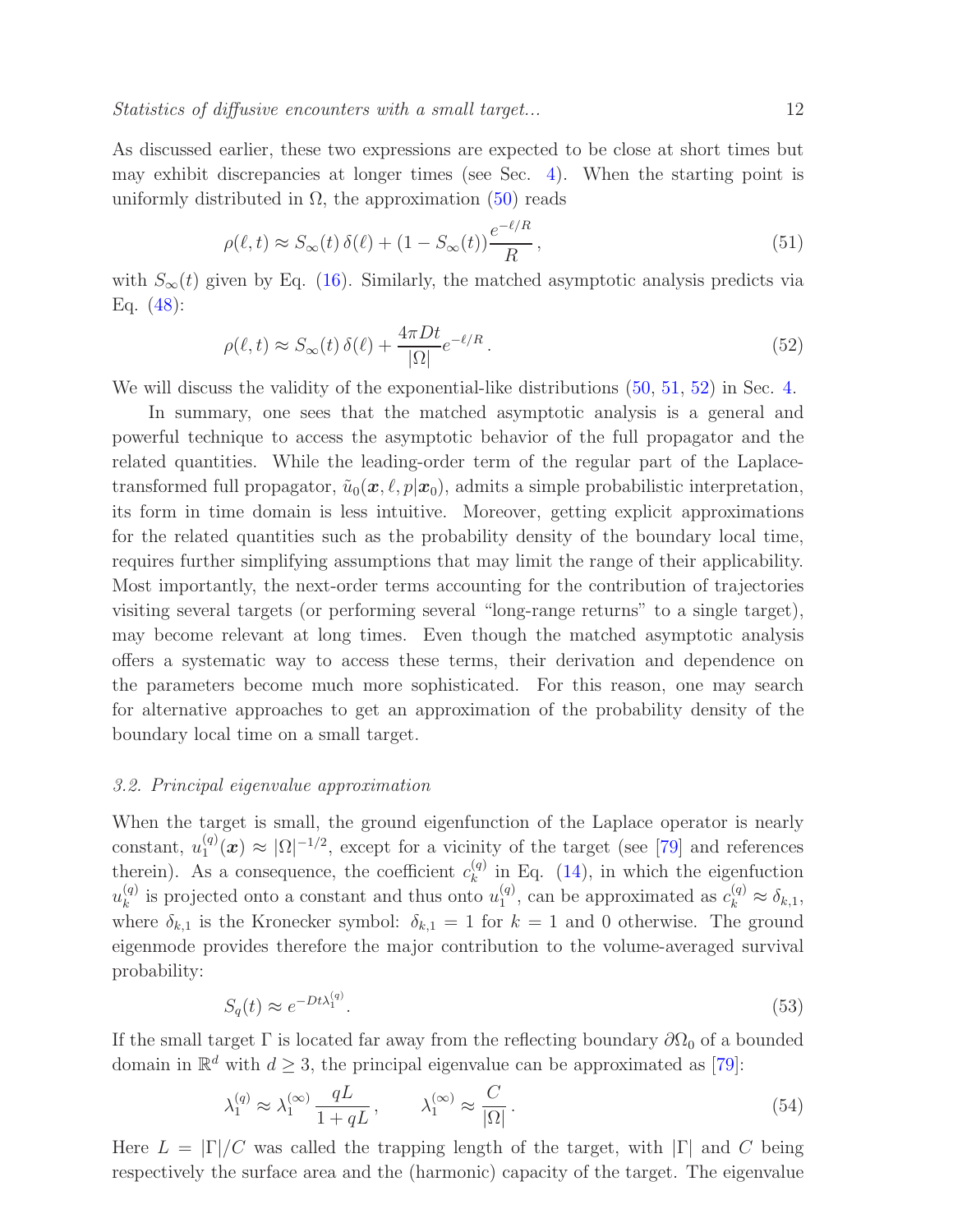As discussed earlier, these two expressions are expected to be close at short times but may exhibit discrepancies at longer times (see Sec. 4). When the starting point is uniformly distributed in $\Omega$, the approximation (50) reads

$$\rho(\ell,t) \approx S_\infty(t)\,\delta(\ell) + (1 - S_\infty(t))\frac{e^{-\ell/R}}{R}\,, \tag{51}$$

with $S_\infty(t)$ given by Eq. (16). Similarly, the matched asymptotic analysis predicts via Eq. (48):

$$\rho(\ell,t) \approx S_\infty(t)\,\delta(\ell) + \frac{4\pi Dt}{|\Omega|}e^{-\ell/R}\,. \tag{52}$$

We will discuss the validity of the exponential-like distributions (50, 51, 52) in Sec. 4.

In summary, one sees that the matched asymptotic analysis is a general and powerful technique to access the asymptotic behavior of the full propagator and the related quantities. While the leading-order term of the regular part of the Laplace-transformed full propagator, $\tilde{u}_0(\boldsymbol{x},\ell,p|\boldsymbol{x}_0)$, admits a simple probabilistic interpretation, its form in time domain is less intuitive. Moreover, getting explicit approximations for the related quantities such as the probability density of the boundary local time, requires further simplifying assumptions that may limit the range of their applicability. Most importantly, the next-order terms accounting for the contribution of trajectories visiting several targets (or performing several "long-range returns" to a single target), may become relevant at long times. Even though the matched asymptotic analysis offers a systematic way to access these terms, their derivation and dependence on the parameters become much more sophisticated. For this reason, one may search for alternative approaches to get an approximation of the probability density of the boundary local time on a small target.

### *3.2. Principal eigenvalue approximation*

When the target is small, the ground eigenfunction of the Laplace operator is nearly constant, $u_1^{(q)}(\boldsymbol{x}) \approx |\Omega|^{-1/2}$, except for a vicinity of the target (see [79] and references therein). As a consequence, the coefficient $c_k^{(q)}$ in Eq. (14), in which the eigenfuction $u_k^{(q)}$ is projected onto a constant and thus onto $u_1^{(q)}$, can be approximated as $c_k^{(q)} \approx \delta_{k,1}$, where $\delta_{k,1}$ is the Kronecker symbol: $\delta_{k,1} = 1$ for $k = 1$ and 0 otherwise. The ground eigenmode provides therefore the major contribution to the volume-averaged survival probability:

$$S_q(t) \approx e^{-Dt\lambda_1^{(q)}}. \tag{53}$$

If the small target $\Gamma$ is located far away from the reflecting boundary $\partial\Omega_0$ of a bounded domain in $\mathbb{R}^d$ with $d \geq 3$, the principal eigenvalue can be approximated as [79]:

$$\lambda_1^{(q)} \approx \lambda_1^{(\infty)}\frac{qL}{1+qL}\,, \qquad \lambda_1^{(\infty)} \approx \frac{C}{|\Omega|}\,. \tag{54}$$

Here $L = |\Gamma|/C$ was called the trapping length of the target, with $|\Gamma|$ and $C$ being respectively the surface area and the (harmonic) capacity of the target. The eigenvalue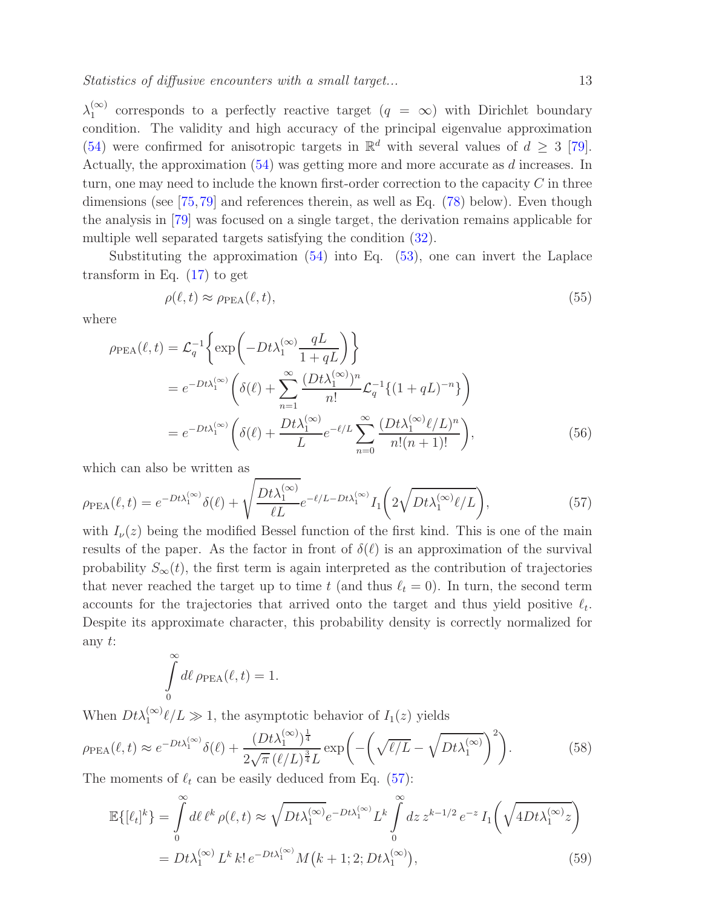$\lambda_1^{(\infty)}$ corresponds to a perfectly reactive target ($q = \infty$) with Dirichlet boundary condition. The validity and high accuracy of the principal eigenvalue approximation (54) were confirmed for anisotropic targets in $\mathbb{R}^d$ with several values of $d \geq 3$ [79]. Actually, the approximation (54) was getting more and more accurate as $d$ increases. In turn, one may need to include the known first-order correction to the capacity $C$ in three dimensions (see [75, 79] and references therein, as well as Eq. (78) below). Even though the analysis in [79] was focused on a single target, the derivation remains applicable for multiple well separated targets satisfying the condition (32).

Substituting the approximation (54) into Eq. (53), one can invert the Laplace transform in Eq. (17) to get

$$\rho(\ell, t) \approx \rho_{\mathrm{PEA}}(\ell, t), \tag{55}$$

where

$$\begin{aligned}
\rho_{\mathrm{PEA}}(\ell, t) &= \mathcal{L}_q^{-1}\biggl\{\exp\biggl(-Dt\lambda_1^{(\infty)}\frac{qL}{1+qL}\biggr)\biggr\} \\
&= e^{-Dt\lambda_1^{(\infty)}}\biggl(\delta(\ell) + \sum_{n=1}^{\infty}\frac{(Dt\lambda_1^{(\infty)})^n}{n!}\mathcal{L}_q^{-1}\{(1+qL)^{-n}\}\biggr) \\
&= e^{-Dt\lambda_1^{(\infty)}}\biggl(\delta(\ell) + \frac{Dt\lambda_1^{(\infty)}}{L}e^{-\ell/L}\sum_{n=0}^{\infty}\frac{(Dt\lambda_1^{(\infty)}\ell/L)^n}{n!(n+1)!}\biggr),
\end{aligned} \tag{56}$$

which can also be written as

$$\rho_{\mathrm{PEA}}(\ell, t) = e^{-Dt\lambda_1^{(\infty)}}\delta(\ell) + \sqrt{\frac{Dt\lambda_1^{(\infty)}}{\ell L}}\,e^{-\ell/L - Dt\lambda_1^{(\infty)}}\, I_1\biggl(2\sqrt{Dt\lambda_1^{(\infty)}\ell/L}\biggr), \tag{57}$$

with $I_\nu(z)$ being the modified Bessel function of the first kind. This is one of the main results of the paper. As the factor in front of $\delta(\ell)$ is an approximation of the survival probability $S_\infty(t)$, the first term is again interpreted as the contribution of trajectories that never reached the target up to time $t$ (and thus $\ell_t = 0$). In turn, the second term accounts for the trajectories that arrived onto the target and thus yield positive $\ell_t$. Despite its approximate character, this probability density is correctly normalized for any $t$:

$$\int\limits_0^\infty d\ell\, \rho_{\mathrm{PEA}}(\ell, t) = 1.$$

When $Dt\lambda_1^{(\infty)}\ell/L \gg 1$, the asymptotic behavior of $I_1(z)$ yields

$$\rho_{\mathrm{PEA}}(\ell, t) \approx e^{-Dt\lambda_1^{(\infty)}}\delta(\ell) + \frac{(Dt\lambda_1^{(\infty)})^{\frac{1}{4}}}{2\sqrt{\pi}\,(\ell/L)^{\frac{3}{4}}L}\exp\biggl(-\biggl(\sqrt{\ell/L} - \sqrt{Dt\lambda_1^{(\infty)}}\biggr)^2\biggr). \tag{58}$$

The moments of $\ell_t$ can be easily deduced from Eq. (57):

$$\begin{aligned}
\mathbb{E}\{[\ell_t]^k\} &= \int\limits_0^\infty d\ell\, \ell^k\, \rho(\ell, t) \approx \sqrt{Dt\lambda_1^{(\infty)}}\,e^{-Dt\lambda_1^{(\infty)}}L^k \int\limits_0^\infty dz\, z^{k-1/2}\, e^{-z}\, I_1\biggl(\sqrt{4Dt\lambda_1^{(\infty)}z}\biggr) \\
&= Dt\lambda_1^{(\infty)}\, L^k\, k!\, e^{-Dt\lambda_1^{(\infty)}}\, M\bigl(k+1; 2; Dt\lambda_1^{(\infty)}\bigr),
\end{aligned} \tag{59}$$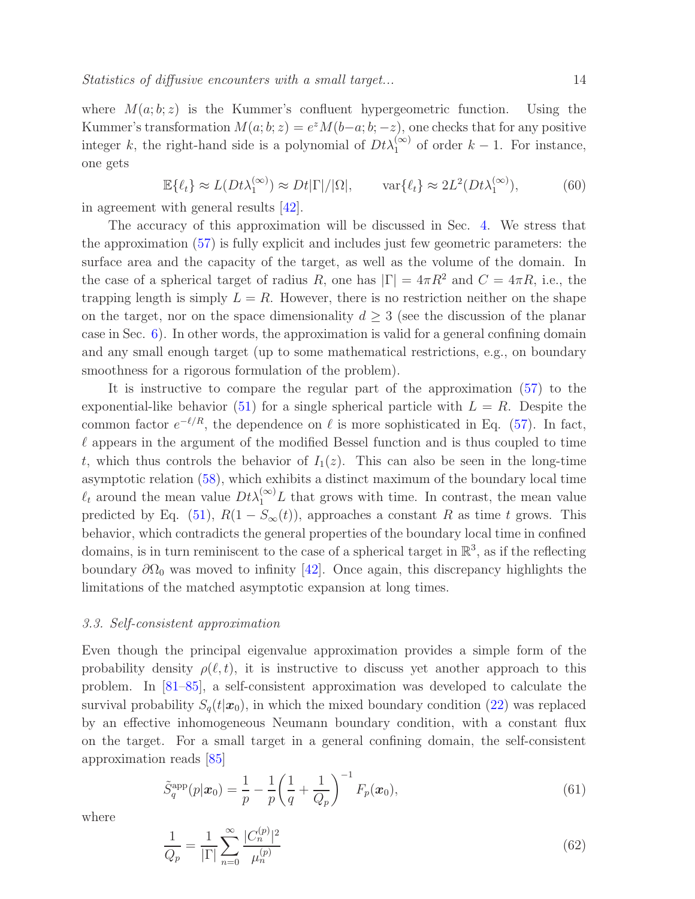where $M(a;b;z)$ is the Kummer's confluent hypergeometric function. Using the Kummer's transformation $M(a;b;z) = e^z M(b-a;b;-z)$, one checks that for any positive integer $k$, the right-hand side is a polynomial of $Dt\lambda_1^{(\infty)}$ of order $k-1$. For instance, one gets

$$\mathbb{E}\{\ell_t\} \approx L(Dt\lambda_1^{(\infty)}) \approx Dt|\Gamma|/|\Omega|, \qquad \mathrm{var}\{\ell_t\} \approx 2L^2(Dt\lambda_1^{(\infty)}), \tag{60}$$

in agreement with general results [42].

The accuracy of this approximation will be discussed in Sec. 4. We stress that the approximation (57) is fully explicit and includes just few geometric parameters: the surface area and the capacity of the target, as well as the volume of the domain. In the case of a spherical target of radius $R$, one has $|\Gamma| = 4\pi R^2$ and $C = 4\pi R$, i.e., the trapping length is simply $L = R$. However, there is no restriction neither on the shape on the target, nor on the space dimensionality $d \geq 3$ (see the discussion of the planar case in Sec. 6). In other words, the approximation is valid for a general confining domain and any small enough target (up to some mathematical restrictions, e.g., on boundary smoothness for a rigorous formulation of the problem).

It is instructive to compare the regular part of the approximation (57) to the exponential-like behavior (51) for a single spherical particle with $L = R$. Despite the common factor $e^{-\ell/R}$, the dependence on $\ell$ is more sophisticated in Eq. (57). In fact, $\ell$ appears in the argument of the modified Bessel function and is thus coupled to time $t$, which thus controls the behavior of $I_1(z)$. This can also be seen in the long-time asymptotic relation (58), which exhibits a distinct maximum of the boundary local time $\ell_t$ around the mean value $Dt\lambda_1^{(\infty)}L$ that grows with time. In contrast, the mean value predicted by Eq. (51), $R(1 - S_\infty(t))$, approaches a constant $R$ as time $t$ grows. This behavior, which contradicts the general properties of the boundary local time in confined domains, is in turn reminiscent to the case of a spherical target in $\mathbb{R}^3$, as if the reflecting boundary $\partial\Omega_0$ was moved to infinity [42]. Once again, this discrepancy highlights the limitations of the matched asymptotic expansion at long times.

### *3.3. Self-consistent approximation*

Even though the principal eigenvalue approximation provides a simple form of the probability density $\rho(\ell, t)$, it is instructive to discuss yet another approach to this problem. In [81–85], a self-consistent approximation was developed to calculate the survival probability $S_q(t|\boldsymbol{x}_0)$, in which the mixed boundary condition (22) was replaced by an effective inhomogeneous Neumann boundary condition, with a constant flux on the target. For a small target in a general confining domain, the self-consistent approximation reads [85]

$$\tilde{S}_q^{\mathrm{app}}(p|\boldsymbol{x}_0) = \frac{1}{p} - \frac{1}{p}\left(\frac{1}{q} + \frac{1}{Q_p}\right)^{-1} F_p(\boldsymbol{x}_0), \tag{61}$$

where

$$\frac{1}{Q_p} = \frac{1}{|\Gamma|}\sum_{n=0}^{\infty} \frac{|C_n^{(p)}|^2}{\mu_n^{(p)}} \tag{62}$$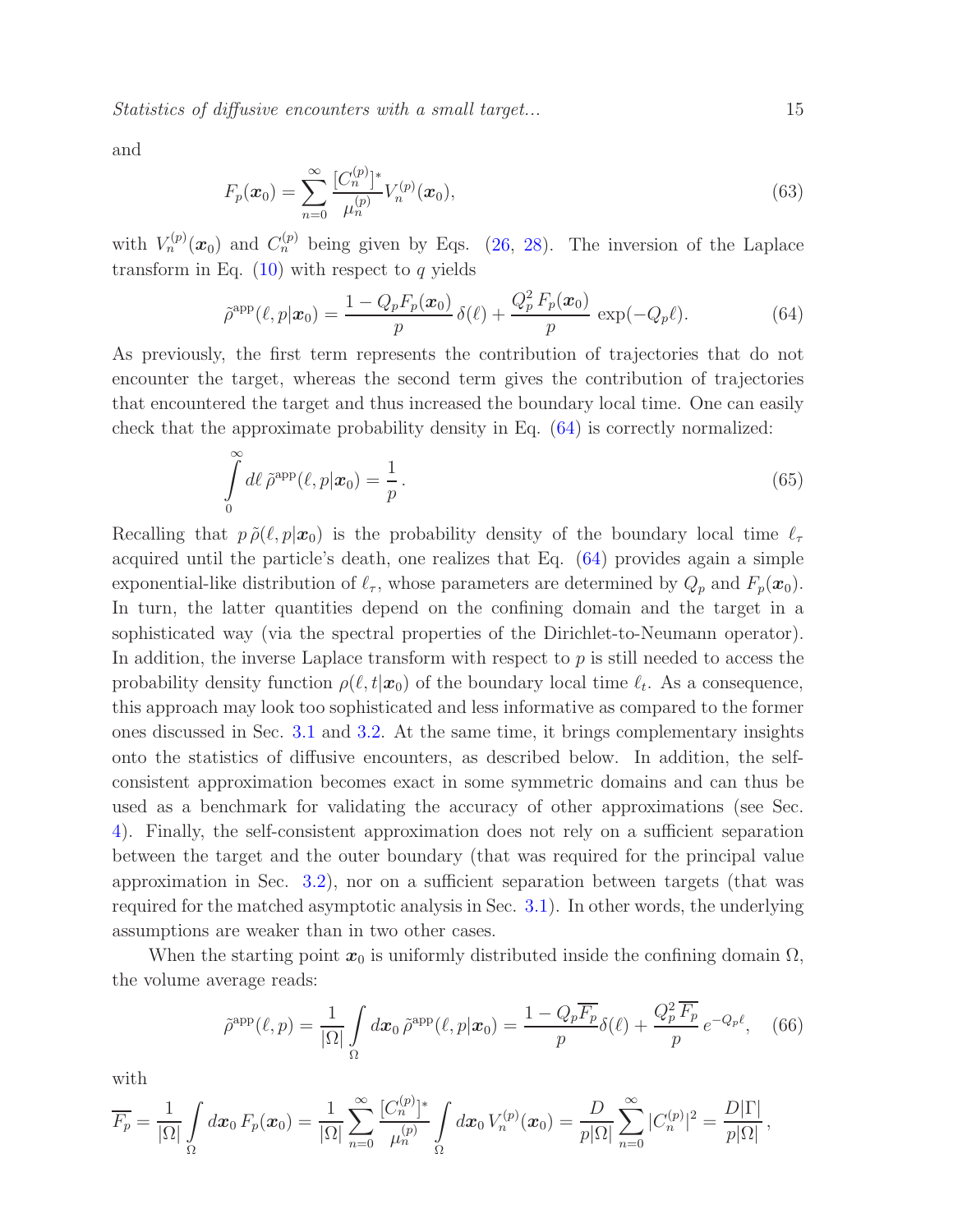and

$$F_p(\boldsymbol{x}_0) = \sum_{n=0}^{\infty} \frac{[C_n^{(p)}]^*}{\mu_n^{(p)}} V_n^{(p)}(\boldsymbol{x}_0), \tag{63}$$

with $V_n^{(p)}(\boldsymbol{x}_0)$ and $C_n^{(p)}$ being given by Eqs. (26, 28). The inversion of the Laplace transform in Eq. (10) with respect to $q$ yields

$$\tilde{\rho}^{\rm app}(\ell, p|\boldsymbol{x}_0) = \frac{1 - Q_p F_p(\boldsymbol{x}_0)}{p}\, \delta(\ell) + \frac{Q_p^2\, F_p(\boldsymbol{x}_0)}{p}\, \exp(-Q_p \ell). \tag{64}$$

As previously, the first term represents the contribution of trajectories that do not encounter the target, whereas the second term gives the contribution of trajectories that encountered the target and thus increased the boundary local time. One can easily check that the approximate probability density in Eq. (64) is correctly normalized:

$$\int\limits_0^\infty d\ell\, \tilde{\rho}^{\rm app}(\ell, p|\boldsymbol{x}_0) = \frac{1}{p}\,. \tag{65}$$

Recalling that $p\,\tilde{\rho}(\ell, p|\boldsymbol{x}_0)$ is the probability density of the boundary local time $\ell_\tau$ acquired until the particle's death, one realizes that Eq. (64) provides again a simple exponential-like distribution of $\ell_\tau$, whose parameters are determined by $Q_p$ and $F_p(\boldsymbol{x}_0)$. In turn, the latter quantities depend on the confining domain and the target in a sophisticated way (via the spectral properties of the Dirichlet-to-Neumann operator). In addition, the inverse Laplace transform with respect to $p$ is still needed to access the probability density function $\rho(\ell, t|\boldsymbol{x}_0)$ of the boundary local time $\ell_t$. As a consequence, this approach may look too sophisticated and less informative as compared to the former ones discussed in Sec. 3.1 and 3.2. At the same time, it brings complementary insights onto the statistics of diffusive encounters, as described below. In addition, the self-consistent approximation becomes exact in some symmetric domains and can thus be used as a benchmark for validating the accuracy of other approximations (see Sec. 4). Finally, the self-consistent approximation does not rely on a sufficient separation between the target and the outer boundary (that was required for the principal value approximation in Sec. 3.2), nor on a sufficient separation between targets (that was required for the matched asymptotic analysis in Sec. 3.1). In other words, the underlying assumptions are weaker than in two other cases.

When the starting point $\boldsymbol{x}_0$ is uniformly distributed inside the confining domain $\Omega$, the volume average reads:

$$\tilde{\rho}^{\rm app}(\ell, p) = \frac{1}{|\Omega|} \int\limits_\Omega d\boldsymbol{x}_0\, \tilde{\rho}^{\rm app}(\ell, p|\boldsymbol{x}_0) = \frac{1 - Q_p \overline{F_p}}{p} \delta(\ell) + \frac{Q_p^2\, \overline{F_p}}{p}\, e^{-Q_p \ell}, \tag{66}$$

with

$$\overline{F_p} = \frac{1}{|\Omega|} \int\limits_\Omega d\boldsymbol{x}_0\, F_p(\boldsymbol{x}_0) = \frac{1}{|\Omega|} \sum_{n=0}^{\infty} \frac{[C_n^{(p)}]^*}{\mu_n^{(p)}} \int\limits_\Omega d\boldsymbol{x}_0\, V_n^{(p)}(\boldsymbol{x}_0) = \frac{D}{p|\Omega|} \sum_{n=0}^{\infty} |C_n^{(p)}|^2 = \frac{D|\Gamma|}{p|\Omega|}\,,$$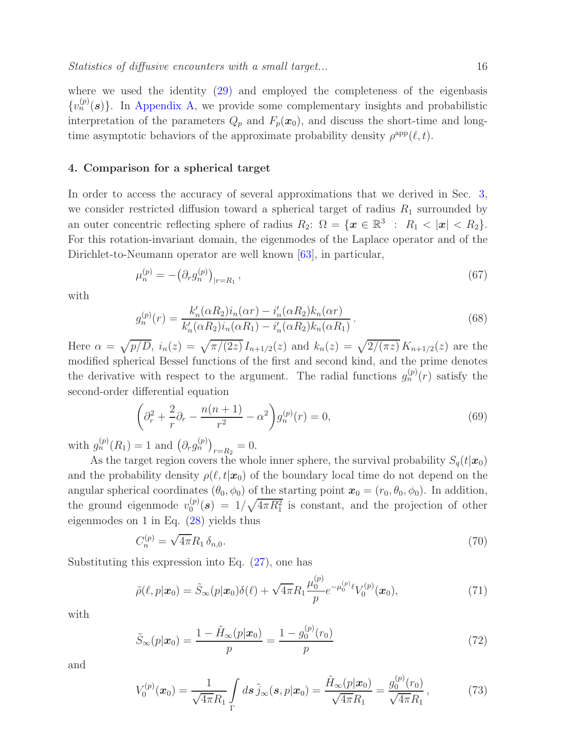where we used the identity (29) and employed the completeness of the eigenbasis $\{v_n^{(p)}(\boldsymbol{s})\}$. In Appendix A, we provide some complementary insights and probabilistic interpretation of the parameters $Q_p$ and $F_p(\boldsymbol{x}_0)$, and discuss the short-time and long-time asymptotic behaviors of the approximate probability density $\rho^{\rm app}(\ell,t)$.

## 4. Comparison for a spherical target

In order to access the accuracy of several approximations that we derived in Sec. 3, we consider restricted diffusion toward a spherical target of radius $R_1$ surrounded by an outer concentric reflecting sphere of radius $R_2$: $\Omega = \{\boldsymbol{x} \in \mathbb{R}^3 \ : \ R_1 < |\boldsymbol{x}| < R_2\}$. For this rotation-invariant domain, the eigenmodes of the Laplace operator and of the Dirichlet-to-Neumann operator are well known [63], in particular,

$$\mu_n^{(p)} = -\bigl(\partial_r g_n^{(p)}\bigr)_{|r=R_1}, \tag{67}$$

with

$$g_n^{(p)}(r) = \frac{k_n'(\alpha R_2) i_n(\alpha r) - i_n'(\alpha R_2) k_n(\alpha r)}{k_n'(\alpha R_2) i_n(\alpha R_1) - i_n'(\alpha R_2) k_n(\alpha R_1)}. \tag{68}$$

Here $\alpha = \sqrt{p/D}$, $i_n(z) = \sqrt{\pi/(2z)}\, I_{n+1/2}(z)$ and $k_n(z) = \sqrt{2/(\pi z)}\, K_{n+1/2}(z)$ are the modified spherical Bessel functions of the first and second kind, and the prime denotes the derivative with respect to the argument. The radial functions $g_n^{(p)}(r)$ satisfy the second-order differential equation

$$\left(\partial_r^2 + \frac{2}{r}\partial_r - \frac{n(n+1)}{r^2} - \alpha^2\right) g_n^{(p)}(r) = 0, \tag{69}$$

with $g_n^{(p)}(R_1) = 1$ and $\bigl(\partial_r g_n^{(p)}\bigr)_{r=R_2} = 0$.

As the target region covers the whole inner sphere, the survival probability $S_q(t|\boldsymbol{x}_0)$ and the probability density $\rho(\ell,t|\boldsymbol{x}_0)$ of the boundary local time do not depend on the angular spherical coordinates $(\theta_0,\phi_0)$ of the starting point $\boldsymbol{x}_0 = (r_0,\theta_0,\phi_0)$. In addition, the ground eigenmode $v_0^{(p)}(\boldsymbol{s}) = 1/\sqrt{4\pi R_1^2}$ is constant, and the projection of other eigenmodes on 1 in Eq. (28) yields thus

$$C_n^{(p)} = \sqrt{4\pi} R_1\, \delta_{n,0}. \tag{70}$$

Substituting this expression into Eq. (27), one has

$$\tilde{\rho}(\ell,p|\boldsymbol{x}_0) = \tilde{S}_\infty(p|\boldsymbol{x}_0)\delta(\ell) + \sqrt{4\pi} R_1 \frac{\mu_0^{(p)}}{p} e^{-\mu_0^{(p)}\ell} V_0^{(p)}(\boldsymbol{x}_0), \tag{71}$$

with

$$\tilde{S}_\infty(p|\boldsymbol{x}_0) = \frac{1 - \tilde{H}_\infty(p|\boldsymbol{x}_0)}{p} = \frac{1 - g_0^{(p)}(r_0)}{p} \tag{72}$$

and

$$V_0^{(p)}(\boldsymbol{x}_0) = \frac{1}{\sqrt{4\pi} R_1} \int\limits_\Gamma d\boldsymbol{s}\, \tilde{j}_\infty(\boldsymbol{s},p|\boldsymbol{x}_0) = \frac{\tilde{H}_\infty(p|\boldsymbol{x}_0)}{\sqrt{4\pi} R_1} = \frac{g_0^{(p)}(r_0)}{\sqrt{4\pi} R_1}, \tag{73}$$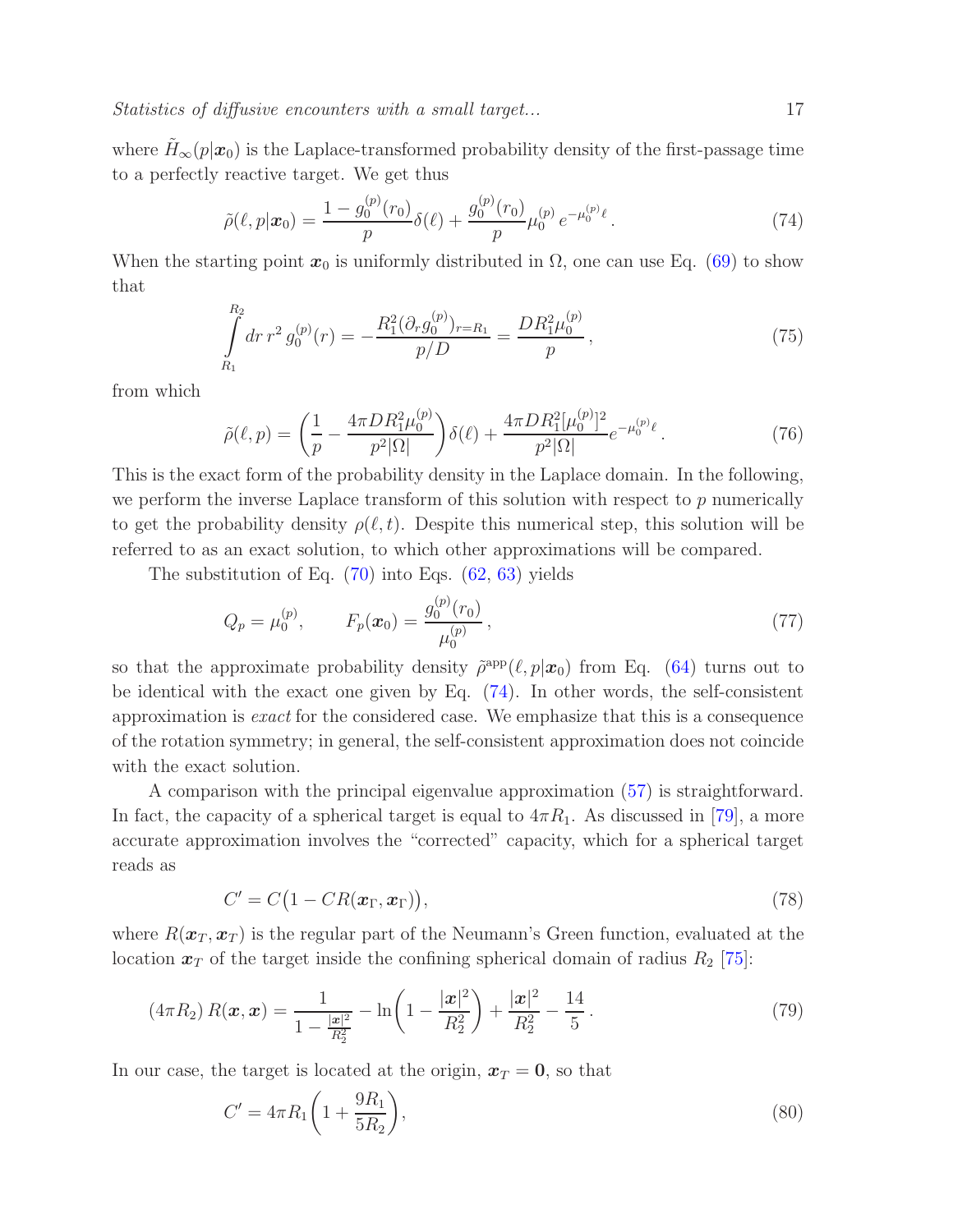where $\tilde{H}_\infty(p|\boldsymbol{x}_0)$ is the Laplace-transformed probability density of the first-passage time to a perfectly reactive target. We get thus

$$\tilde{\rho}(\ell, p|\boldsymbol{x}_0) = \frac{1 - g_0^{(p)}(r_0)}{p}\delta(\ell) + \frac{g_0^{(p)}(r_0)}{p}\mu_0^{(p)}\, e^{-\mu_0^{(p)}\ell}\,. \tag{74}$$

When the starting point $\boldsymbol{x}_0$ is uniformly distributed in $\Omega$, one can use Eq. (69) to show that

$$\int\limits_{R_1}^{R_2} dr\, r^2\, g_0^{(p)}(r) = -\frac{R_1^2(\partial_r g_0^{(p)})_{r=R_1}}{p/D} = \frac{DR_1^2\mu_0^{(p)}}{p}\,, \tag{75}$$

from which

$$\tilde{\rho}(\ell, p) = \left(\frac{1}{p} - \frac{4\pi DR_1^2\mu_0^{(p)}}{p^2|\Omega|}\right)\delta(\ell) + \frac{4\pi DR_1^2[\mu_0^{(p)}]^2}{p^2|\Omega|}e^{-\mu_0^{(p)}\ell}\,. \tag{76}$$

This is the exact form of the probability density in the Laplace domain. In the following, we perform the inverse Laplace transform of this solution with respect to $p$ numerically to get the probability density $\rho(\ell, t)$. Despite this numerical step, this solution will be referred to as an exact solution, to which other approximations will be compared.

The substitution of Eq. (70) into Eqs. (62, 63) yields

$$Q_p = \mu_0^{(p)}, \qquad F_p(\boldsymbol{x}_0) = \frac{g_0^{(p)}(r_0)}{\mu_0^{(p)}}\,, \tag{77}$$

so that the approximate probability density $\tilde{\rho}^{\rm app}(\ell, p|\boldsymbol{x}_0)$ from Eq. (64) turns out to be identical with the exact one given by Eq. (74). In other words, the self-consistent approximation is *exact* for the considered case. We emphasize that this is a consequence of the rotation symmetry; in general, the self-consistent approximation does not coincide with the exact solution.

A comparison with the principal eigenvalue approximation (57) is straightforward. In fact, the capacity of a spherical target is equal to $4\pi R_1$. As discussed in [79], a more accurate approximation involves the "corrected" capacity, which for a spherical target reads as

$$C' = C\big(1 - CR(\boldsymbol{x}_\Gamma, \boldsymbol{x}_\Gamma)\big), \tag{78}$$

where $R(\boldsymbol{x}_T, \boldsymbol{x}_T)$ is the regular part of the Neumann's Green function, evaluated at the location $\boldsymbol{x}_T$ of the target inside the confining spherical domain of radius $R_2$ [75]:

$$(4\pi R_2)\, R(\boldsymbol{x}, \boldsymbol{x}) = \frac{1}{1 - \frac{|\boldsymbol{x}|^2}{R_2^2}} - \ln\!\left(1 - \frac{|\boldsymbol{x}|^2}{R_2^2}\right) + \frac{|\boldsymbol{x}|^2}{R_2^2} - \frac{14}{5}\,. \tag{79}$$

In our case, the target is located at the origin, $\boldsymbol{x}_T = \boldsymbol{0}$, so that

$$C' = 4\pi R_1\left(1 + \frac{9R_1}{5R_2}\right), \tag{80}$$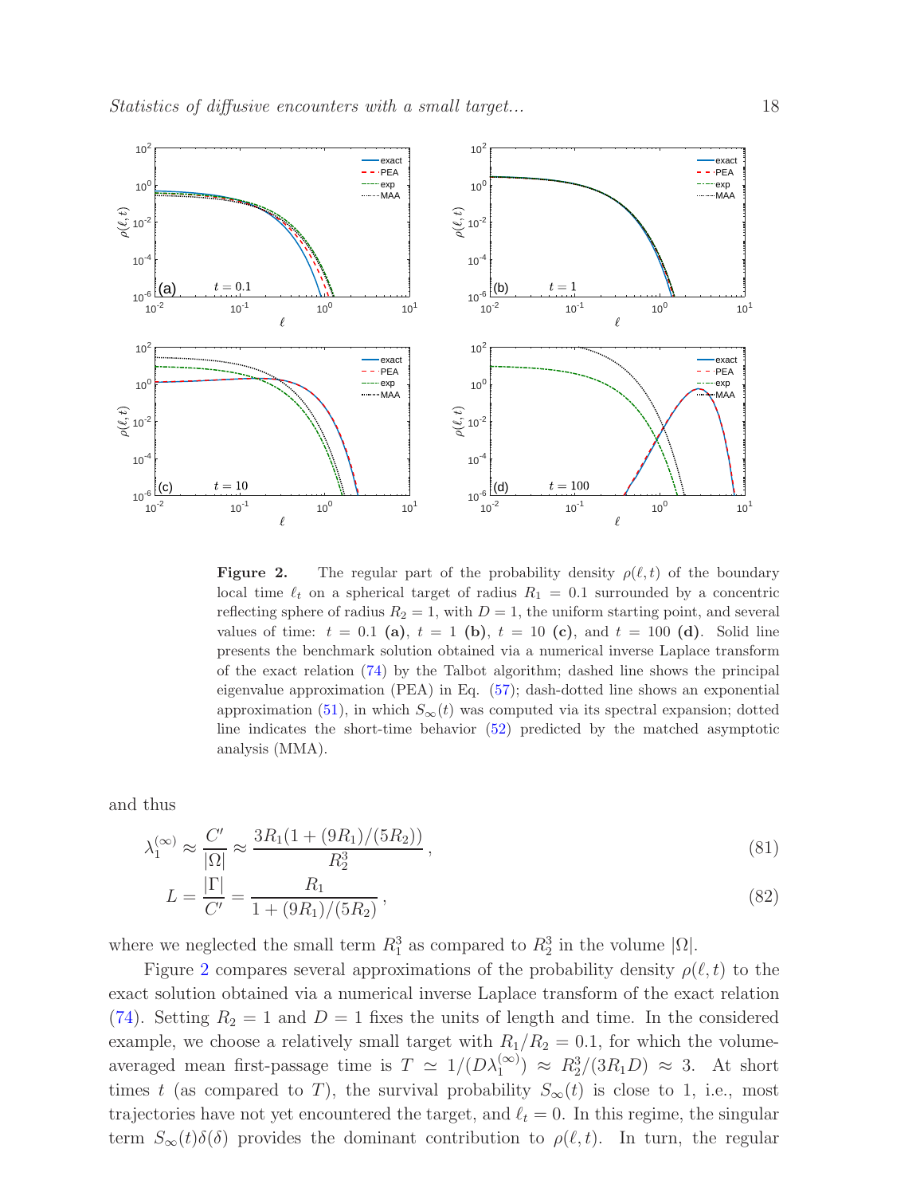**Figure 2.** The regular part of the probability density $\rho(\ell, t)$ of the boundary local time $\ell_t$ on a spherical target of radius $R_1 = 0.1$ surrounded by a concentric reflecting sphere of radius $R_2 = 1$, with $D = 1$, the uniform starting point, and several values of time: $t = 0.1$ **(a)**, $t = 1$ **(b)**, $t = 10$ **(c)**, and $t = 100$ **(d)**. Solid line presents the benchmark solution obtained via a numerical inverse Laplace transform of the exact relation (74) by the Talbot algorithm; dashed line shows the principal eigenvalue approximation (PEA) in Eq. (57); dash-dotted line shows an exponential approximation (51), in which $S_\infty(t)$ was computed via its spectral expansion; dotted line indicates the short-time behavior (52) predicted by the matched asymptotic analysis (MMA).

and thus

$$\lambda_1^{(\infty)} \approx \frac{C'}{|\Omega|} \approx \frac{3R_1(1 + (9R_1)/(5R_2))}{R_2^3}, \tag{81}$$

$$L = \frac{|\Gamma|}{C'} = \frac{R_1}{1 + (9R_1)/(5R_2)}, \tag{82}$$

where we neglected the small term $R_1^3$ as compared to $R_2^3$ in the volume $|\Omega|$.

Figure 2 compares several approximations of the probability density $\rho(\ell, t)$ to the exact solution obtained via a numerical inverse Laplace transform of the exact relation (74). Setting $R_2 = 1$ and $D = 1$ fixes the units of length and time. In the considered example, we choose a relatively small target with $R_1/R_2 = 0.1$, for which the volume-averaged mean first-passage time is $T \simeq 1/(D\lambda_1^{(\infty)}) \approx R_2^3/(3R_1 D) \approx 3$. At short times $t$ (as compared to $T$), the survival probability $S_\infty(t)$ is close to 1, i.e., most trajectories have not yet encountered the target, and $\ell_t = 0$. In this regime, the singular term $S_\infty(t)\delta(\delta)$ provides the dominant contribution to $\rho(\ell, t)$. In turn, the regular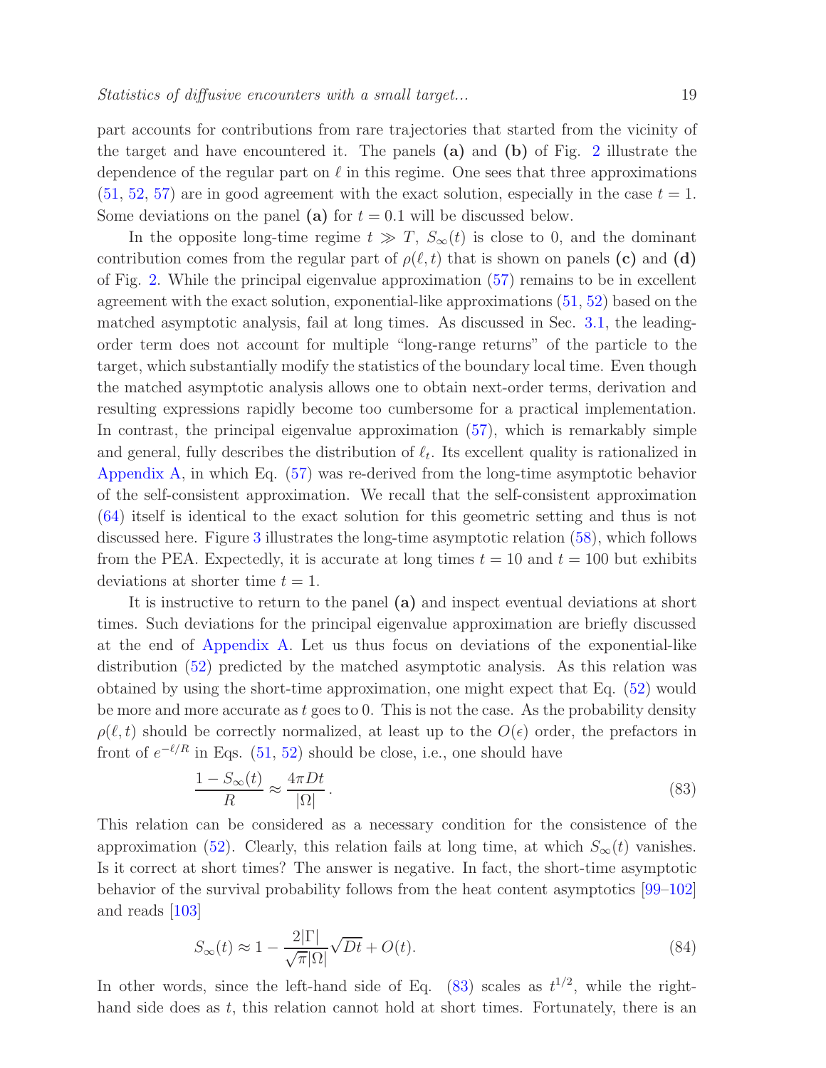part accounts for contributions from rare trajectories that started from the vicinity of the target and have encountered it. The panels **(a)** and **(b)** of Fig. 2 illustrate the dependence of the regular part on $\ell$ in this regime. One sees that three approximations (51, 52, 57) are in good agreement with the exact solution, especially in the case $t = 1$. Some deviations on the panel **(a)** for $t = 0.1$ will be discussed below.

In the opposite long-time regime $t \gg T$, $S_\infty(t)$ is close to 0, and the dominant contribution comes from the regular part of $\rho(\ell, t)$ that is shown on panels **(c)** and **(d)** of Fig. 2. While the principal eigenvalue approximation (57) remains to be in excellent agreement with the exact solution, exponential-like approximations (51, 52) based on the matched asymptotic analysis, fail at long times. As discussed in Sec. 3.1, the leading-order term does not account for multiple "long-range returns" of the particle to the target, which substantially modify the statistics of the boundary local time. Even though the matched asymptotic analysis allows one to obtain next-order terms, derivation and resulting expressions rapidly become too cumbersome for a practical implementation. In contrast, the principal eigenvalue approximation (57), which is remarkably simple and general, fully describes the distribution of $\ell_t$. Its excellent quality is rationalized in Appendix A, in which Eq. (57) was re-derived from the long-time asymptotic behavior of the self-consistent approximation. We recall that the self-consistent approximation (64) itself is identical to the exact solution for this geometric setting and thus is not discussed here. Figure 3 illustrates the long-time asymptotic relation (58), which follows from the PEA. Expectedly, it is accurate at long times $t = 10$ and $t = 100$ but exhibits deviations at shorter time $t = 1$.

It is instructive to return to the panel **(a)** and inspect eventual deviations at short times. Such deviations for the principal eigenvalue approximation are briefly discussed at the end of Appendix A. Let us thus focus on deviations of the exponential-like distribution (52) predicted by the matched asymptotic analysis. As this relation was obtained by using the short-time approximation, one might expect that Eq. (52) would be more and more accurate as $t$ goes to 0. This is not the case. As the probability density $\rho(\ell, t)$ should be correctly normalized, at least up to the $O(\epsilon)$ order, the prefactors in front of $e^{-\ell/R}$ in Eqs. (51, 52) should be close, i.e., one should have

$$\frac{1 - S_\infty(t)}{R} \approx \frac{4\pi D t}{|\Omega|} \,. \tag{83}$$

This relation can be considered as a necessary condition for the consistence of the approximation (52). Clearly, this relation fails at long time, at which $S_\infty(t)$ vanishes. Is it correct at short times? The answer is negative. In fact, the short-time asymptotic behavior of the survival probability follows from the heat content asymptotics [99–102] and reads [103]

$$S_\infty(t) \approx 1 - \frac{2|\Gamma|}{\sqrt{\pi}|\Omega|}\sqrt{Dt} + O(t). \tag{84}$$

In other words, since the left-hand side of Eq. (83) scales as $t^{1/2}$, while the right-hand side does as $t$, this relation cannot hold at short times. Fortunately, there is an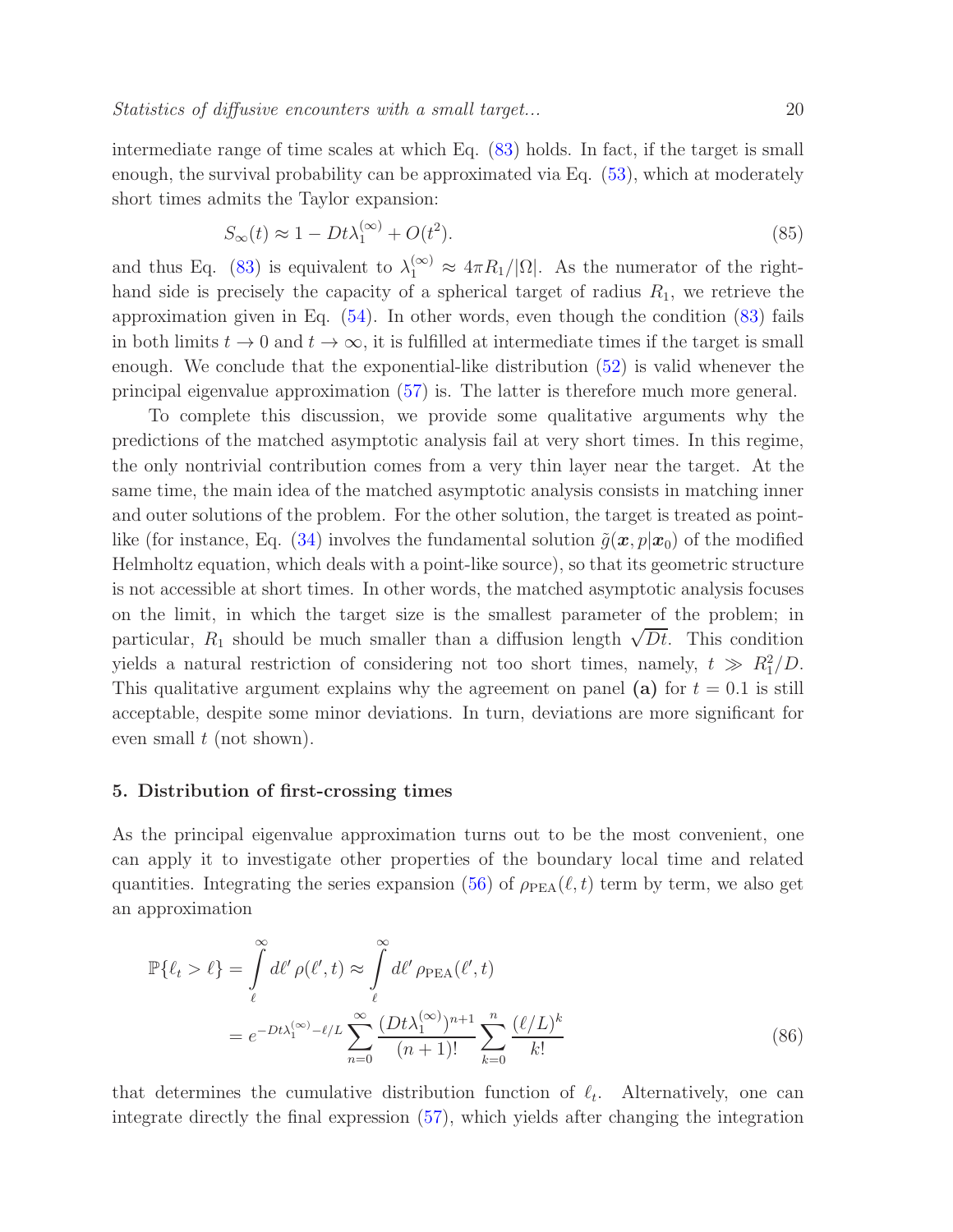intermediate range of time scales at which Eq. (83) holds. In fact, if the target is small enough, the survival probability can be approximated via Eq. (53), which at moderately short times admits the Taylor expansion:

$$S_\infty(t) \approx 1 - Dt\lambda_1^{(\infty)} + O(t^2). \tag{85}$$

and thus Eq. (83) is equivalent to $\lambda_1^{(\infty)} \approx 4\pi R_1/|\Omega|$. As the numerator of the right-hand side is precisely the capacity of a spherical target of radius $R_1$, we retrieve the approximation given in Eq. (54). In other words, even though the condition (83) fails in both limits $t \to 0$ and $t \to \infty$, it is fulfilled at intermediate times if the target is small enough. We conclude that the exponential-like distribution (52) is valid whenever the principal eigenvalue approximation (57) is. The latter is therefore much more general.

To complete this discussion, we provide some qualitative arguments why the predictions of the matched asymptotic analysis fail at very short times. In this regime, the only nontrivial contribution comes from a very thin layer near the target. At the same time, the main idea of the matched asymptotic analysis consists in matching inner and outer solutions of the problem. For the other solution, the target is treated as point-like (for instance, Eq. (34) involves the fundamental solution $\tilde{g}(\boldsymbol{x}, p|\boldsymbol{x}_0)$ of the modified Helmholtz equation, which deals with a point-like source), so that its geometric structure is not accessible at short times. In other words, the matched asymptotic analysis focuses on the limit, in which the target size is the smallest parameter of the problem; in particular, $R_1$ should be much smaller than a diffusion length $\sqrt{Dt}$. This condition yields a natural restriction of considering not too short times, namely, $t \gg R_1^2/D$. This qualitative argument explains why the agreement on panel **(a)** for $t = 0.1$ is still acceptable, despite some minor deviations. In turn, deviations are more significant for even small $t$ (not shown).

## 5. Distribution of first-crossing times

As the principal eigenvalue approximation turns out to be the most convenient, one can apply it to investigate other properties of the boundary local time and related quantities. Integrating the series expansion (56) of $\rho_{\rm PEA}(\ell, t)$ term by term, we also get an approximation

$$\begin{aligned}
\mathbb{P}\{\ell_t > \ell\} &= \int\limits_{\ell}^{\infty} d\ell'\, \rho(\ell', t) \approx \int\limits_{\ell}^{\infty} d\ell'\, \rho_{\rm PEA}(\ell', t) \\
&= e^{-Dt\lambda_1^{(\infty)} - \ell/L} \sum_{n=0}^{\infty} \frac{(Dt\lambda_1^{(\infty)})^{n+1}}{(n+1)!} \sum_{k=0}^{n} \frac{(\ell/L)^k}{k!}
\end{aligned} \tag{86}$$

that determines the cumulative distribution function of $\ell_t$. Alternatively, one can integrate directly the final expression (57), which yields after changing the integration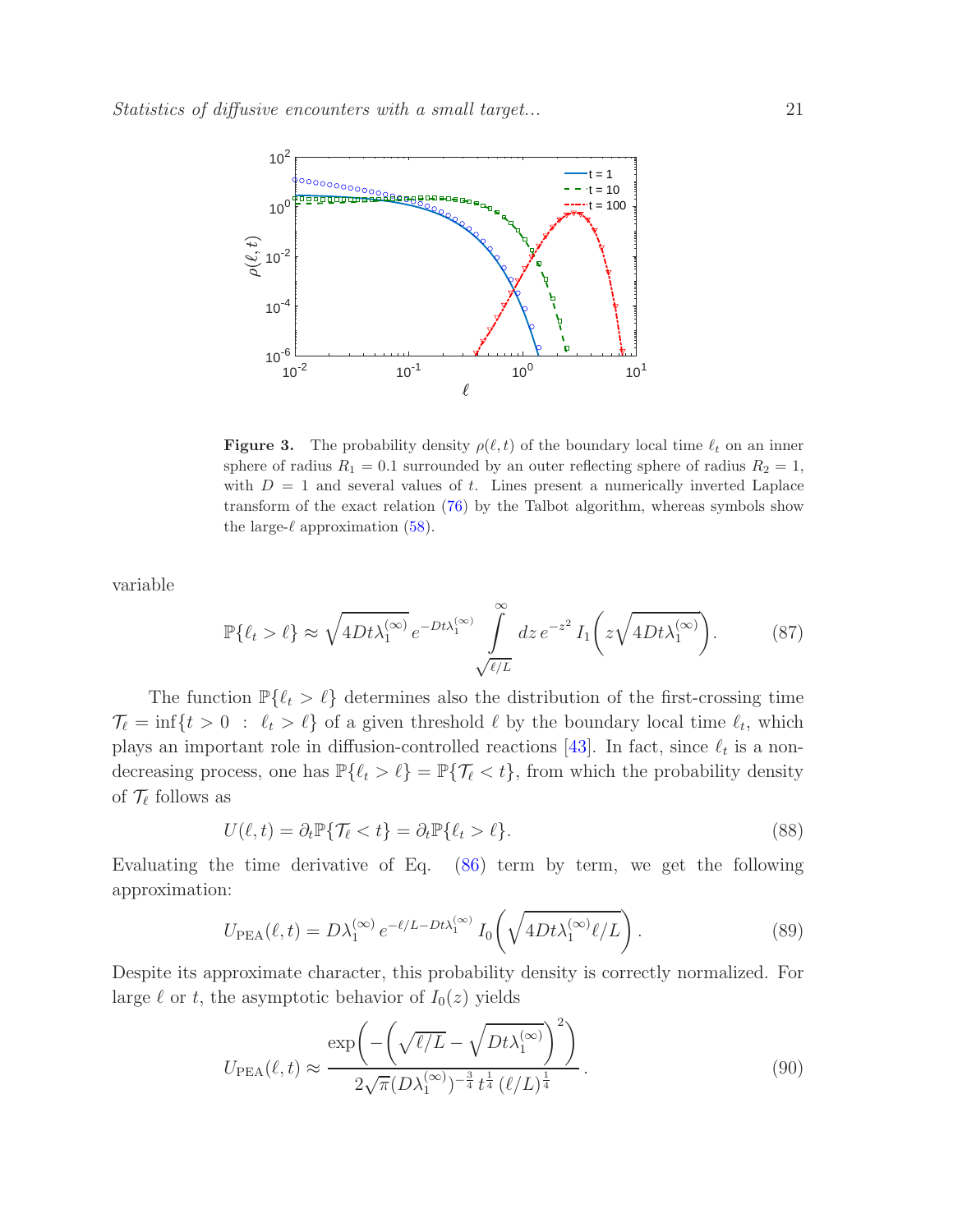**Figure 3.** The probability density $\rho(\ell, t)$ of the boundary local time $\ell_t$ on an inner sphere of radius $R_1 = 0.1$ surrounded by an outer reflecting sphere of radius $R_2 = 1$, with $D = 1$ and several values of $t$. Lines present a numerically inverted Laplace transform of the exact relation (76) by the Talbot algorithm, whereas symbols show the large-$\ell$ approximation (58).

variable

$$\mathbb{P}\{\ell_t > \ell\} \approx \sqrt{4Dt\lambda_1^{(\infty)}}\, e^{-Dt\lambda_1^{(\infty)}} \int\limits_{\sqrt{\ell/L}}^{\infty} dz\, e^{-z^2}\, I_1\biggl(z\sqrt{4Dt\lambda_1^{(\infty)}}\biggr). \tag{87}$$

The function $\mathbb{P}\{\ell_t > \ell\}$ determines also the distribution of the first-crossing time $\mathcal{T}_\ell = \inf\{t > 0 \ : \ \ell_t > \ell\}$ of a given threshold $\ell$ by the boundary local time $\ell_t$, which plays an important role in diffusion-controlled reactions [43]. In fact, since $\ell_t$ is a non-decreasing process, one has $\mathbb{P}\{\ell_t > \ell\} = \mathbb{P}\{\mathcal{T}_\ell < t\}$, from which the probability density of $\mathcal{T}_\ell$ follows as

$$U(\ell, t) = \partial_t \mathbb{P}\{\mathcal{T}_\ell < t\} = \partial_t \mathbb{P}\{\ell_t > \ell\}. \tag{88}$$

Evaluating the time derivative of Eq. (86) term by term, we get the following approximation:

$$U_{\rm PEA}(\ell, t) = D\lambda_1^{(\infty)}\, e^{-\ell/L - Dt\lambda_1^{(\infty)}}\, I_0\biggl(\sqrt{4Dt\lambda_1^{(\infty)}\ell/L}\biggr). \tag{89}$$

Despite its approximate character, this probability density is correctly normalized. For large $\ell$ or $t$, the asymptotic behavior of $I_0(z)$ yields

$$U_{\rm PEA}(\ell, t) \approx \frac{\exp\biggl(-\biggl(\sqrt{\ell/L} - \sqrt{Dt\lambda_1^{(\infty)}}\biggr)^2\biggr)}{2\sqrt{\pi}(D\lambda_1^{(\infty)})^{-\frac{3}{4}}\, t^{\frac{1}{4}}\, (\ell/L)^{\frac{1}{4}}}. \tag{90}$$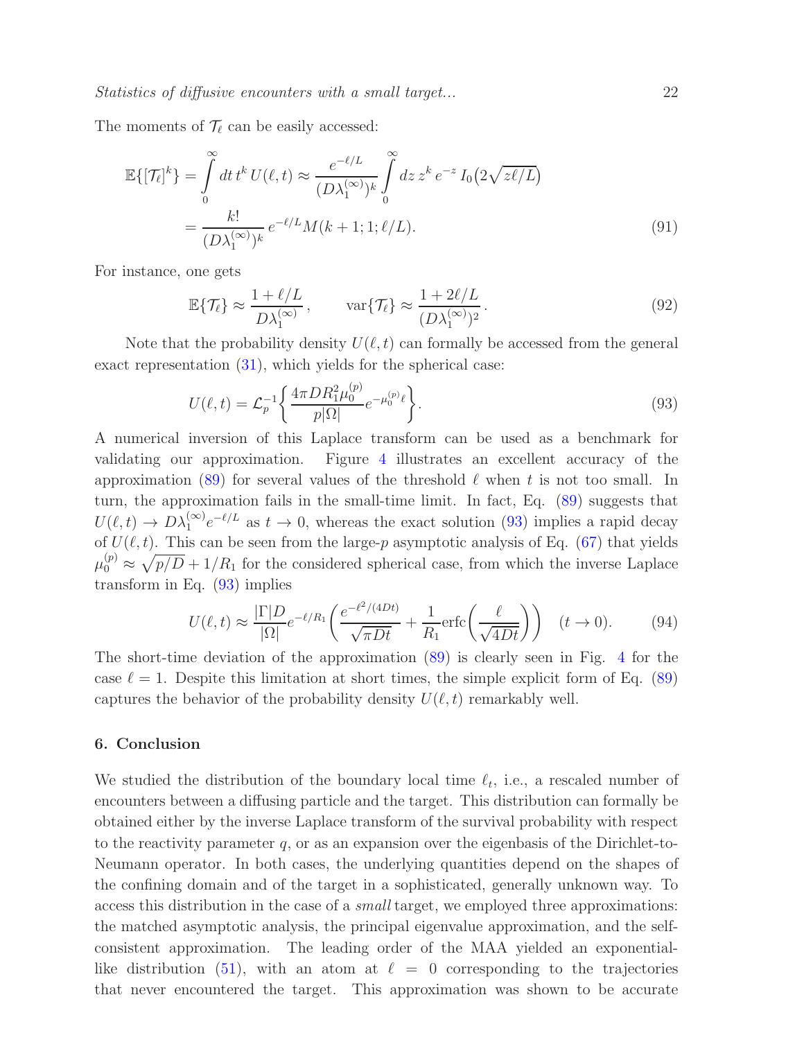The moments of $\mathcal{T}_\ell$ can be easily accessed:

$$
\begin{aligned}
\mathbb{E}\{[\mathcal{T}_\ell]^k\} &= \int\limits_0^\infty dt\, t^k\, U(\ell,t) \approx \frac{e^{-\ell/L}}{(D\lambda_1^{(\infty)})^k} \int\limits_0^\infty dz\, z^k\, e^{-z}\, I_0\bigl(2\sqrt{z\ell/L}\bigr) \\
&= \frac{k!}{(D\lambda_1^{(\infty)})^k}\, e^{-\ell/L} M(k+1;1;\ell/L).
\end{aligned} \tag{91}
$$

For instance, one gets

$$
\mathbb{E}\{\mathcal{T}_\ell\} \approx \frac{1+\ell/L}{D\lambda_1^{(\infty)}}, \qquad \mathrm{var}\{\mathcal{T}_\ell\} \approx \frac{1+2\ell/L}{(D\lambda_1^{(\infty)})^2}. \tag{92}
$$

Note that the probability density $U(\ell,t)$ can formally be accessed from the general exact representation (31), which yields for the spherical case:

$$
U(\ell,t) = \mathcal{L}_p^{-1}\left\{ \frac{4\pi D R_1^2 \mu_0^{(p)}}{p|\Omega|} e^{-\mu_0^{(p)}\ell} \right\}. \tag{93}
$$

A numerical inversion of this Laplace transform can be used as a benchmark for validating our approximation. Figure 4 illustrates an excellent accuracy of the approximation (89) for several values of the threshold $\ell$ when $t$ is not too small. In turn, the approximation fails in the small-time limit. In fact, Eq. (89) suggests that $U(\ell,t) \to D\lambda_1^{(\infty)} e^{-\ell/L}$ as $t \to 0$, whereas the exact solution (93) implies a rapid decay of $U(\ell,t)$. This can be seen from the large-$p$ asymptotic analysis of Eq. (67) that yields $\mu_0^{(p)} \approx \sqrt{p/D} + 1/R_1$ for the considered spherical case, from which the inverse Laplace transform in Eq. (93) implies

$$
U(\ell,t) \approx \frac{|\Gamma| D}{|\Omega|} e^{-\ell/R_1} \left( \frac{e^{-\ell^2/(4Dt)}}{\sqrt{\pi D t}} + \frac{1}{R_1} \mathrm{erfc}\left( \frac{\ell}{\sqrt{4Dt}} \right) \right) \quad (t \to 0). \tag{94}
$$

The short-time deviation of the approximation (89) is clearly seen in Fig. 4 for the case $\ell = 1$. Despite this limitation at short times, the simple explicit form of Eq. (89) captures the behavior of the probability density $U(\ell,t)$ remarkably well.

## 6. Conclusion

We studied the distribution of the boundary local time $\ell_t$, i.e., a rescaled number of encounters between a diffusing particle and the target. This distribution can formally be obtained either by the inverse Laplace transform of the survival probability with respect to the reactivity parameter $q$, or as an expansion over the eigenbasis of the Dirichlet-to-Neumann operator. In both cases, the underlying quantities depend on the shapes of the confining domain and of the target in a sophisticated, generally unknown way. To access this distribution in the case of a *small* target, we employed three approximations: the matched asymptotic analysis, the principal eigenvalue approximation, and the self-consistent approximation. The leading order of the MAA yielded an exponential-like distribution (51), with an atom at $\ell = 0$ corresponding to the trajectories that never encountered the target. This approximation was shown to be accurate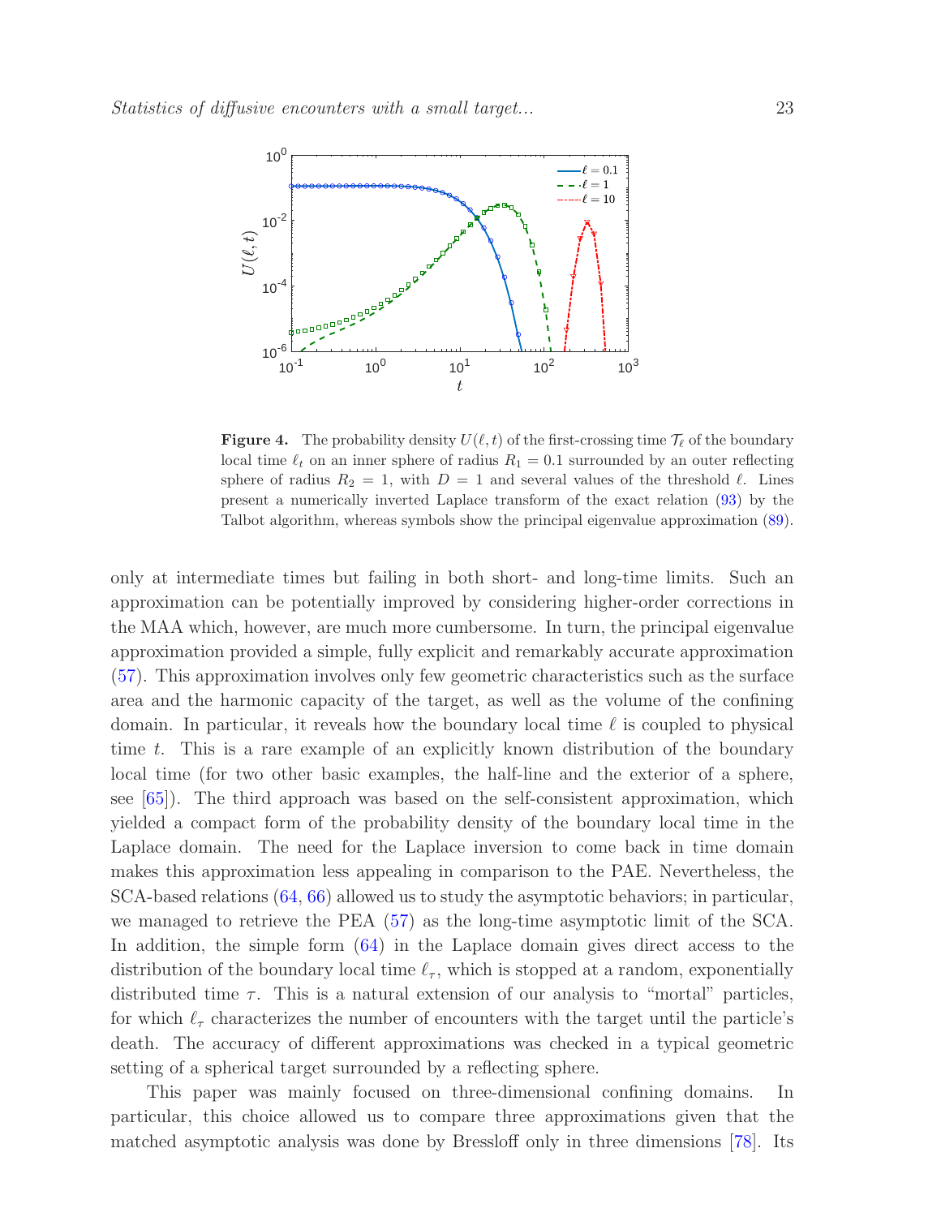**Figure 4.** The probability density $U(\ell, t)$ of the first-crossing time $\mathcal{T}_\ell$ of the boundary local time $\ell_t$ on an inner sphere of radius $R_1 = 0.1$ surrounded by an outer reflecting sphere of radius $R_2 = 1$, with $D = 1$ and several values of the threshold $\ell$. Lines present a numerically inverted Laplace transform of the exact relation (93) by the Talbot algorithm, whereas symbols show the principal eigenvalue approximation (89).

only at intermediate times but failing in both short- and long-time limits. Such an approximation can be potentially improved by considering higher-order corrections in the MAA which, however, are much more cumbersome. In turn, the principal eigenvalue approximation provided a simple, fully explicit and remarkably accurate approximation (57). This approximation involves only few geometric characteristics such as the surface area and the harmonic capacity of the target, as well as the volume of the confining domain. In particular, it reveals how the boundary local time $\ell$ is coupled to physical time $t$. This is a rare example of an explicitly known distribution of the boundary local time (for two other basic examples, the half-line and the exterior of a sphere, see [65]). The third approach was based on the self-consistent approximation, which yielded a compact form of the probability density of the boundary local time in the Laplace domain. The need for the Laplace inversion to come back in time domain makes this approximation less appealing in comparison to the PAE. Nevertheless, the SCA-based relations (64, 66) allowed us to study the asymptotic behaviors; in particular, we managed to retrieve the PEA (57) as the long-time asymptotic limit of the SCA. In addition, the simple form (64) in the Laplace domain gives direct access to the distribution of the boundary local time $\ell_\tau$, which is stopped at a random, exponentially distributed time $\tau$. This is a natural extension of our analysis to "mortal" particles, for which $\ell_\tau$ characterizes the number of encounters with the target until the particle's death. The accuracy of different approximations was checked in a typical geometric setting of a spherical target surrounded by a reflecting sphere.

This paper was mainly focused on three-dimensional confining domains. In particular, this choice allowed us to compare three approximations given that the matched asymptotic analysis was done by Bressloff only in three dimensions [78]. Its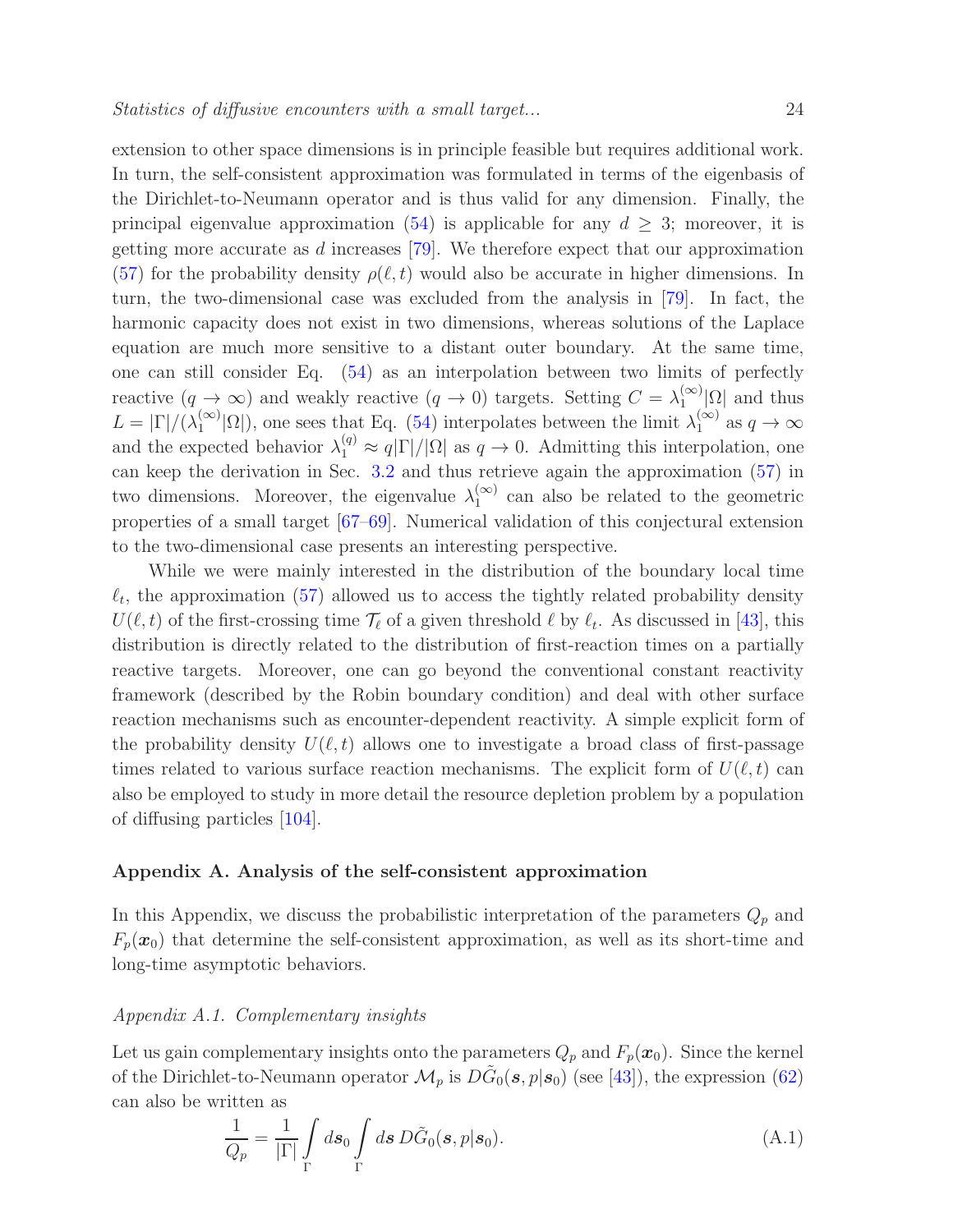extension to other space dimensions is in principle feasible but requires additional work. In turn, the self-consistent approximation was formulated in terms of the eigenbasis of the Dirichlet-to-Neumann operator and is thus valid for any dimension. Finally, the principal eigenvalue approximation (54) is applicable for any $d \geq 3$; moreover, it is getting more accurate as $d$ increases [79]. We therefore expect that our approximation (57) for the probability density $\rho(\ell, t)$ would also be accurate in higher dimensions. In turn, the two-dimensional case was excluded from the analysis in [79]. In fact, the harmonic capacity does not exist in two dimensions, whereas solutions of the Laplace equation are much more sensitive to a distant outer boundary. At the same time, one can still consider Eq. (54) as an interpolation between two limits of perfectly reactive ($q \to \infty$) and weakly reactive ($q \to 0$) targets. Setting $C = \lambda_1^{(\infty)}|\Omega|$ and thus $L = |\Gamma|/(\lambda_1^{(\infty)}|\Omega|)$, one sees that Eq. (54) interpolates between the limit $\lambda_1^{(\infty)}$ as $q \to \infty$ and the expected behavior $\lambda_1^{(q)} \approx q|\Gamma|/|\Omega|$ as $q \to 0$. Admitting this interpolation, one can keep the derivation in Sec. 3.2 and thus retrieve again the approximation (57) in two dimensions. Moreover, the eigenvalue $\lambda_1^{(\infty)}$ can also be related to the geometric properties of a small target [67–69]. Numerical validation of this conjectural extension to the two-dimensional case presents an interesting perspective.

While we were mainly interested in the distribution of the boundary local time $\ell_t$, the approximation (57) allowed us to access the tightly related probability density $U(\ell, t)$ of the first-crossing time $\mathcal{T}_\ell$ of a given threshold $\ell$ by $\ell_t$. As discussed in [43], this distribution is directly related to the distribution of first-reaction times on a partially reactive targets. Moreover, one can go beyond the conventional constant reactivity framework (described by the Robin boundary condition) and deal with other surface reaction mechanisms such as encounter-dependent reactivity. A simple explicit form of the probability density $U(\ell, t)$ allows one to investigate a broad class of first-passage times related to various surface reaction mechanisms. The explicit form of $U(\ell, t)$ can also be employed to study in more detail the resource depletion problem by a population of diffusing particles [104].

## Appendix A. Analysis of the self-consistent approximation

In this Appendix, we discuss the probabilistic interpretation of the parameters $Q_p$ and $F_p(\boldsymbol{x}_0)$ that determine the self-consistent approximation, as well as its short-time and long-time asymptotic behaviors.

### *Appendix A.1. Complementary insights*

Let us gain complementary insights onto the parameters $Q_p$ and $F_p(\boldsymbol{x}_0)$. Since the kernel of the Dirichlet-to-Neumann operator $\mathcal{M}_p$ is $D\tilde{G}_0(\boldsymbol{s}, p|\boldsymbol{s}_0)$ (see [43]), the expression (62) can also be written as

$$\frac{1}{Q_p} = \frac{1}{|\Gamma|} \int\limits_{\Gamma} d\boldsymbol{s}_0 \int\limits_{\Gamma} d\boldsymbol{s}\, D\tilde{G}_0(\boldsymbol{s}, p|\boldsymbol{s}_0). \tag{A.1}$$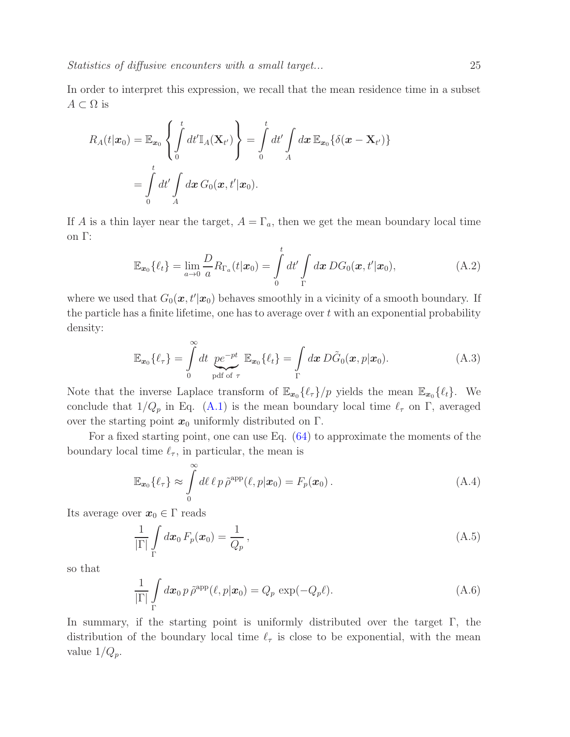In order to interpret this expression, we recall that the mean residence time in a subset $A \subset \Omega$ is

$$
\begin{aligned}
R_A(t|\boldsymbol{x}_0) &= \mathbb{E}_{\boldsymbol{x}_0}\left\{\int\limits_0^t dt' \mathbb{I}_A(\mathbf{X}_{t'})\right\} = \int\limits_0^t dt' \int\limits_A d\boldsymbol{x}\, \mathbb{E}_{\boldsymbol{x}_0}\{\delta(\boldsymbol{x} - \mathbf{X}_{t'})\} \\
&= \int\limits_0^t dt' \int\limits_A d\boldsymbol{x}\, G_0(\boldsymbol{x}, t'|\boldsymbol{x}_0).
\end{aligned}
$$

If $A$ is a thin layer near the target, $A = \Gamma_a$, then we get the mean boundary local time on $\Gamma$:

$$
\mathbb{E}_{\boldsymbol{x}_0}\{\ell_t\} = \lim_{a\to 0} \frac{D}{a} R_{\Gamma_a}(t|\boldsymbol{x}_0) = \int\limits_0^t dt' \int\limits_\Gamma d\boldsymbol{x}\, D G_0(\boldsymbol{x}, t'|\boldsymbol{x}_0), \tag{A.2}
$$

where we used that $G_0(\boldsymbol{x}, t'|\boldsymbol{x}_0)$ behaves smoothly in a vicinity of a smooth boundary. If the particle has a finite lifetime, one has to average over $t$ with an exponential probability density:

$$
\mathbb{E}_{\boldsymbol{x}_0}\{\ell_\tau\} = \int\limits_0^\infty dt\, \underbrace{pe^{-pt}}_{\text{pdf of } \tau}\, \mathbb{E}_{\boldsymbol{x}_0}\{\ell_t\} = \int\limits_\Gamma d\boldsymbol{x}\, D\tilde{G}_0(\boldsymbol{x}, p|\boldsymbol{x}_0). \tag{A.3}
$$

Note that the inverse Laplace transform of $\mathbb{E}_{\boldsymbol{x}_0}\{\ell_\tau\}/p$ yields the mean $\mathbb{E}_{\boldsymbol{x}_0}\{\ell_t\}$. We conclude that $1/Q_p$ in Eq. (A.1) is the mean boundary local time $\ell_\tau$ on $\Gamma$, averaged over the starting point $\boldsymbol{x}_0$ uniformly distributed on $\Gamma$.

For a fixed starting point, one can use Eq. (64) to approximate the moments of the boundary local time $\ell_\tau$, in particular, the mean is

$$
\mathbb{E}_{\boldsymbol{x}_0}\{\ell_\tau\} \approx \int\limits_0^\infty d\ell\, \ell\, p\, \tilde{\rho}^{\text{app}}(\ell, p|\boldsymbol{x}_0) = F_p(\boldsymbol{x}_0)\,. \tag{A.4}
$$

Its average over $\boldsymbol{x}_0 \in \Gamma$ reads

$$
\frac{1}{|\Gamma|} \int\limits_\Gamma d\boldsymbol{x}_0\, F_p(\boldsymbol{x}_0) = \frac{1}{Q_p}\,, \tag{A.5}
$$

so that

$$
\frac{1}{|\Gamma|} \int\limits_\Gamma d\boldsymbol{x}_0\, p\, \tilde{\rho}^{\text{app}}(\ell, p|\boldsymbol{x}_0) = Q_p\, \exp(-Q_p \ell). \tag{A.6}
$$

In summary, if the starting point is uniformly distributed over the target $\Gamma$, the distribution of the boundary local time $\ell_\tau$ is close to be exponential, with the mean value $1/Q_p$.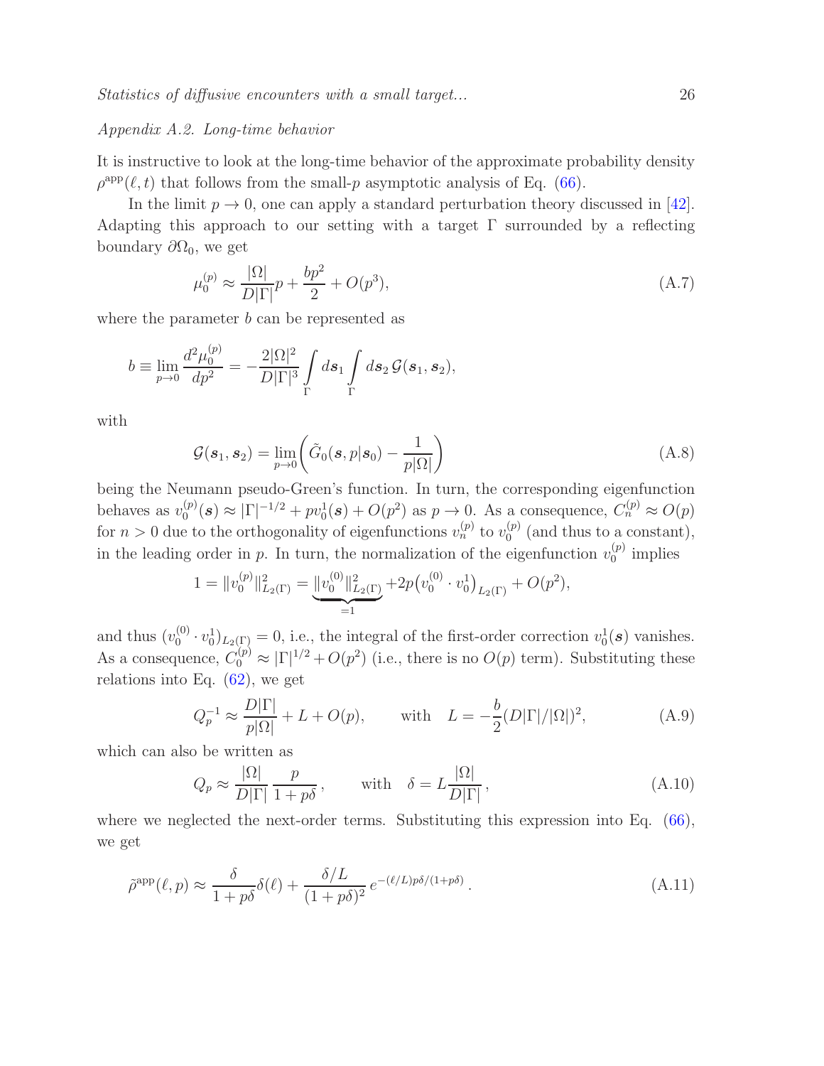*Appendix A.2. Long-time behavior*

It is instructive to look at the long-time behavior of the approximate probability density $\rho^{\rm app}(\ell,t)$ that follows from the small-$p$ asymptotic analysis of Eq. (66).

In the limit $p\to 0$, one can apply a standard perturbation theory discussed in [42]. Adapting this approach to our setting with a target $\Gamma$ surrounded by a reflecting boundary $\partial\Omega_0$, we get

$$\mu_0^{(p)} \approx \frac{|\Omega|}{D|\Gamma|}p + \frac{bp^2}{2} + O(p^3), \tag{A.7}$$

where the parameter $b$ can be represented as

$$b \equiv \lim_{p\to 0}\frac{d^2\mu_0^{(p)}}{dp^2} = -\frac{2|\Omega|^2}{D|\Gamma|^3}\int\limits_{\Gamma} d\boldsymbol{s}_1 \int\limits_{\Gamma} d\boldsymbol{s}_2\, \mathcal{G}(\boldsymbol{s}_1,\boldsymbol{s}_2),$$

with

$$\mathcal{G}(\boldsymbol{s}_1,\boldsymbol{s}_2) = \lim_{p\to 0}\biggl(\tilde{G}_0(\boldsymbol{s},p|\boldsymbol{s}_0) - \frac{1}{p|\Omega|}\biggr) \tag{A.8}$$

being the Neumann pseudo-Green's function. In turn, the corresponding eigenfunction behaves as $v_0^{(p)}(\boldsymbol{s}) \approx |\Gamma|^{-1/2} + pv_0^1(\boldsymbol{s}) + O(p^2)$ as $p\to 0$. As a consequence, $C_n^{(p)} \approx O(p)$ for $n>0$ due to the orthogonality of eigenfunctions $v_n^{(p)}$ to $v_0^{(p)}$ (and thus to a constant), in the leading order in $p$. In turn, the normalization of the eigenfunction $v_0^{(p)}$ implies

$$1 = \|v_0^{(p)}\|^2_{L_2(\Gamma)} = \underbrace{\|v_0^{(0)}\|^2_{L_2(\Gamma)}}_{=1} + 2p\bigl(v_0^{(0)}\cdot v_0^1\bigr)_{L_2(\Gamma)} + O(p^2),$$

and thus $(v_0^{(0)}\cdot v_0^1)_{L_2(\Gamma)} = 0$, i.e., the integral of the first-order correction $v_0^1(\boldsymbol{s})$ vanishes. As a consequence, $C_0^{(p)} \approx |\Gamma|^{1/2} + O(p^2)$ (i.e., there is no $O(p)$ term). Substituting these relations into Eq. (62), we get

$$Q_p^{-1} \approx \frac{D|\Gamma|}{p|\Omega|} + L + O(p), \qquad \text{with} \quad L = -\frac{b}{2}(D|\Gamma|/|\Omega|)^2, \tag{A.9}$$

which can also be written as

$$Q_p \approx \frac{|\Omega|}{D|\Gamma|}\,\frac{p}{1+p\delta}\,, \qquad \text{with} \quad \delta = L\frac{|\Omega|}{D|\Gamma|}\,, \tag{A.10}$$

where we neglected the next-order terms. Substituting this expression into Eq. (66), we get

$$\tilde{\rho}^{\rm app}(\ell,p) \approx \frac{\delta}{1+p\delta}\delta(\ell) + \frac{\delta/L}{(1+p\delta)^2}\, e^{-(\ell/L)p\delta/(1+p\delta)}\,. \tag{A.11}$$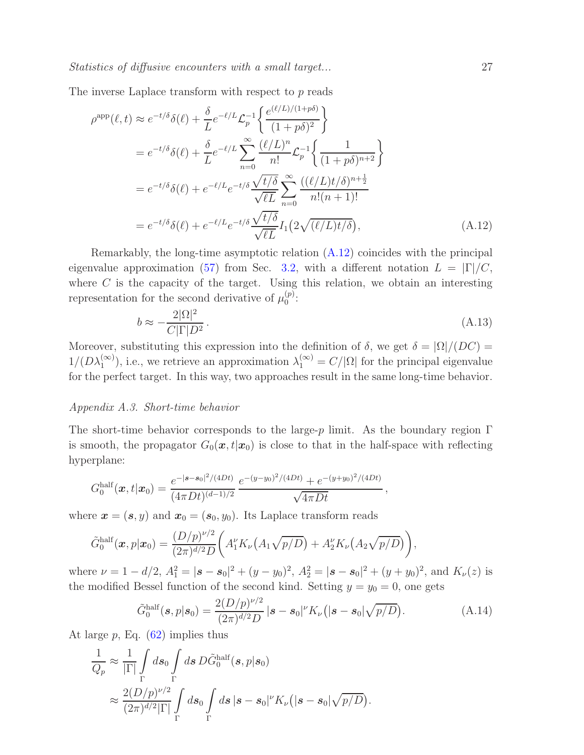The inverse Laplace transform with respect to $p$ reads

$$
\begin{aligned}
\rho^{\rm app}(\ell,t) &\approx e^{-t/\delta}\delta(\ell) + \frac{\delta}{L} e^{-\ell/L} \mathcal{L}_p^{-1}\biggl\{ \frac{e^{(\ell/L)/(1+p\delta)}}{(1+p\delta)^2} \biggr\} \\
&= e^{-t/\delta}\delta(\ell) + \frac{\delta}{L} e^{-\ell/L} \sum_{n=0}^\infty \frac{(\ell/L)^n}{n!} \mathcal{L}_p^{-1}\biggl\{ \frac{1}{(1+p\delta)^{n+2}} \biggr\} \\
&= e^{-t/\delta}\delta(\ell) + e^{-\ell/L} e^{-t/\delta} \frac{\sqrt{t/\delta}}{\sqrt{\ell L}} \sum_{n=0}^\infty \frac{((\ell/L)t/\delta)^{n+\frac12}}{n!(n+1)!} \\
&= e^{-t/\delta}\delta(\ell) + e^{-\ell/L} e^{-t/\delta} \frac{\sqrt{t/\delta}}{\sqrt{\ell L}} I_1\bigl(2\sqrt{(\ell/L)t/\delta}\bigr),
\end{aligned}
\qquad (A.12)
$$

Remarkably, the long-time asymptotic relation (A.12) coincides with the principal eigenvalue approximation (57) from Sec. 3.2, with a different notation $L = |\Gamma|/C$, where $C$ is the capacity of the target. Using this relation, we obtain an interesting representation for the second derivative of $\mu_0^{(p)}$:

$$
b \approx -\frac{2|\Omega|^2}{C|\Gamma|D^2}\,. \qquad (A.13)
$$

Moreover, substituting this expression into the definition of $\delta$, we get $\delta = |\Omega|/(DC) = 1/(D\lambda_1^{(\infty)})$, i.e., we retrieve an approximation $\lambda_1^{(\infty)} = C/|\Omega|$ for the principal eigenvalue for the perfect target. In this way, two approaches result in the same long-time behavior.

### *Appendix A.3. Short-time behavior*

The short-time behavior corresponds to the large-$p$ limit. As the boundary region $\Gamma$ is smooth, the propagator $G_0(\boldsymbol{x},t|\boldsymbol{x}_0)$ is close to that in the half-space with reflecting hyperplane:

$$
G_0^{\rm half}(\boldsymbol{x},t|\boldsymbol{x}_0) = \frac{e^{-|\boldsymbol{s}-\boldsymbol{s}_0|^2/(4Dt)}}{(4\pi Dt)^{(d-1)/2}} \, \frac{e^{-(y-y_0)^2/(4Dt)} + e^{-(y+y_0)^2/(4Dt)}}{\sqrt{4\pi Dt}}\,,
$$

where $\boldsymbol{x} = (\boldsymbol{s},y)$ and $\boldsymbol{x}_0 = (\boldsymbol{s}_0,y_0)$. Its Laplace transform reads

$$
\tilde{G}_0^{\rm half}(\boldsymbol{x},p|\boldsymbol{x}_0) = \frac{(D/p)^{\nu/2}}{(2\pi)^{d/2}D} \biggl( A_1^\nu K_\nu\bigl(A_1\sqrt{p/D}\bigr) + A_2^\nu K_\nu\bigl(A_2\sqrt{p/D}\bigr)\biggr),
$$

where $\nu = 1 - d/2$, $A_1^2 = |\boldsymbol{s}-\boldsymbol{s}_0|^2 + (y-y_0)^2$, $A_2^2 = |\boldsymbol{s}-\boldsymbol{s}_0|^2 + (y+y_0)^2$, and $K_\nu(z)$ is the modified Bessel function of the second kind. Setting $y = y_0 = 0$, one gets

$$
\tilde{G}_0^{\rm half}(\boldsymbol{s},p|\boldsymbol{s}_0) = \frac{2(D/p)^{\nu/2}}{(2\pi)^{d/2}D} \, |\boldsymbol{s}-\boldsymbol{s}_0|^\nu K_\nu\bigl(|\boldsymbol{s}-\boldsymbol{s}_0|\sqrt{p/D}\bigr). \qquad (A.14)
$$

At large $p$, Eq. (62) implies thus

$$
\begin{aligned}
\frac{1}{Q_p} &\approx \frac{1}{|\Gamma|} \int\limits_\Gamma d\boldsymbol{s}_0 \int\limits_\Gamma d\boldsymbol{s}\, D\tilde{G}_0^{\rm half}(\boldsymbol{s},p|\boldsymbol{s}_0) \\
&\approx \frac{2(D/p)^{\nu/2}}{(2\pi)^{d/2}|\Gamma|} \int\limits_\Gamma d\boldsymbol{s}_0 \int\limits_\Gamma d\boldsymbol{s}\, |\boldsymbol{s}-\boldsymbol{s}_0|^\nu K_\nu\bigl(|\boldsymbol{s}-\boldsymbol{s}_0|\sqrt{p/D}\bigr).
\end{aligned}
$$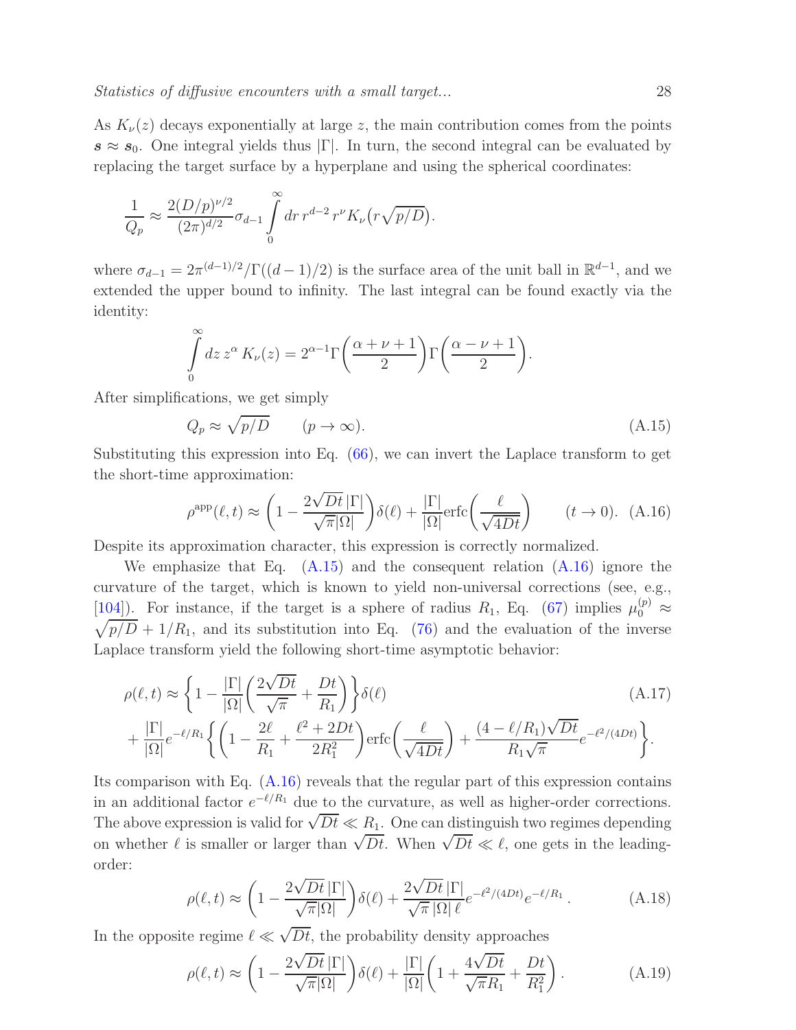As $K_\nu(z)$ decays exponentially at large $z$, the main contribution comes from the points $\boldsymbol{s} \approx \boldsymbol{s}_0$. One integral yields thus $|\Gamma|$. In turn, the second integral can be evaluated by replacing the target surface by a hyperplane and using the spherical coordinates:

$$\frac{1}{Q_p} \approx \frac{2(D/p)^{\nu/2}}{(2\pi)^{d/2}} \sigma_{d-1} \int\limits_0^\infty dr\, r^{d-2}\, r^\nu K_\nu\big(r\sqrt{p/D}\big).$$

where $\sigma_{d-1} = 2\pi^{(d-1)/2}/\Gamma((d-1)/2)$ is the surface area of the unit ball in $\mathbb{R}^{d-1}$, and we extended the upper bound to infinity. The last integral can be found exactly via the identity:

$$\int\limits_0^\infty dz\, z^\alpha\, K_\nu(z) = 2^{\alpha-1}\Gamma\biggl(\frac{\alpha+\nu+1}{2}\biggr)\Gamma\biggl(\frac{\alpha-\nu+1}{2}\biggr).$$

After simplifications, we get simply

$$Q_p \approx \sqrt{p/D} \qquad (p\to\infty). \tag{A.15}$$

Substituting this expression into Eq. (66), we can invert the Laplace transform to get the short-time approximation:

$$\rho^{\rm app}(\ell,t) \approx \biggl(1 - \frac{2\sqrt{Dt}\,|\Gamma|}{\sqrt{\pi}|\Omega|}\biggr)\delta(\ell) + \frac{|\Gamma|}{|\Omega|}\mathrm{erfc}\biggl(\frac{\ell}{\sqrt{4Dt}}\biggr) \qquad (t\to 0). \tag{A.16}$$

Despite its approximation character, this expression is correctly normalized.

We emphasize that Eq. (A.15) and the consequent relation (A.16) ignore the curvature of the target, which is known to yield non-universal corrections (see, e.g., [104]). For instance, if the target is a sphere of radius $R_1$, Eq. (67) implies $\mu_0^{(p)} \approx \sqrt{p/D} + 1/R_1$, and its substitution into Eq. (76) and the evaluation of the inverse Laplace transform yield the following short-time asymptotic behavior:

$$\begin{aligned}\rho(\ell,t) &\approx \biggl\{1 - \frac{|\Gamma|}{|\Omega|}\biggl(\frac{2\sqrt{Dt}}{\sqrt{\pi}} + \frac{Dt}{R_1}\biggr)\biggr\}\delta(\ell) \\ &+ \frac{|\Gamma|}{|\Omega|} e^{-\ell/R_1}\biggl\{\biggl(1 - \frac{2\ell}{R_1} + \frac{\ell^2 + 2Dt}{2R_1^2}\biggr)\mathrm{erfc}\biggl(\frac{\ell}{\sqrt{4Dt}}\biggr) + \frac{(4-\ell/R_1)\sqrt{Dt}}{R_1\sqrt{\pi}} e^{-\ell^2/(4Dt)}\biggr\}.\end{aligned} \tag{A.17}$$

Its comparison with Eq. (A.16) reveals that the regular part of this expression contains in an additional factor $e^{-\ell/R_1}$ due to the curvature, as well as higher-order corrections. The above expression is valid for $\sqrt{Dt} \ll R_1$. One can distinguish two regimes depending on whether $\ell$ is smaller or larger than $\sqrt{Dt}$. When $\sqrt{Dt} \ll \ell$, one gets in the leading-order:

$$\rho(\ell,t) \approx \biggl(1 - \frac{2\sqrt{Dt}\,|\Gamma|}{\sqrt{\pi}|\Omega|}\biggr)\delta(\ell) + \frac{2\sqrt{Dt}\,|\Gamma|}{\sqrt{\pi}\,|\Omega|\,\ell} e^{-\ell^2/(4Dt)} e^{-\ell/R_1}\,. \tag{A.18}$$

In the opposite regime $\ell \ll \sqrt{Dt}$, the probability density approaches

$$\rho(\ell,t) \approx \biggl(1 - \frac{2\sqrt{Dt}\,|\Gamma|}{\sqrt{\pi}|\Omega|}\biggr)\delta(\ell) + \frac{|\Gamma|}{|\Omega|}\biggl(1 + \frac{4\sqrt{Dt}}{\sqrt{\pi}R_1} + \frac{Dt}{R_1^2}\biggr)\,. \tag{A.19}$$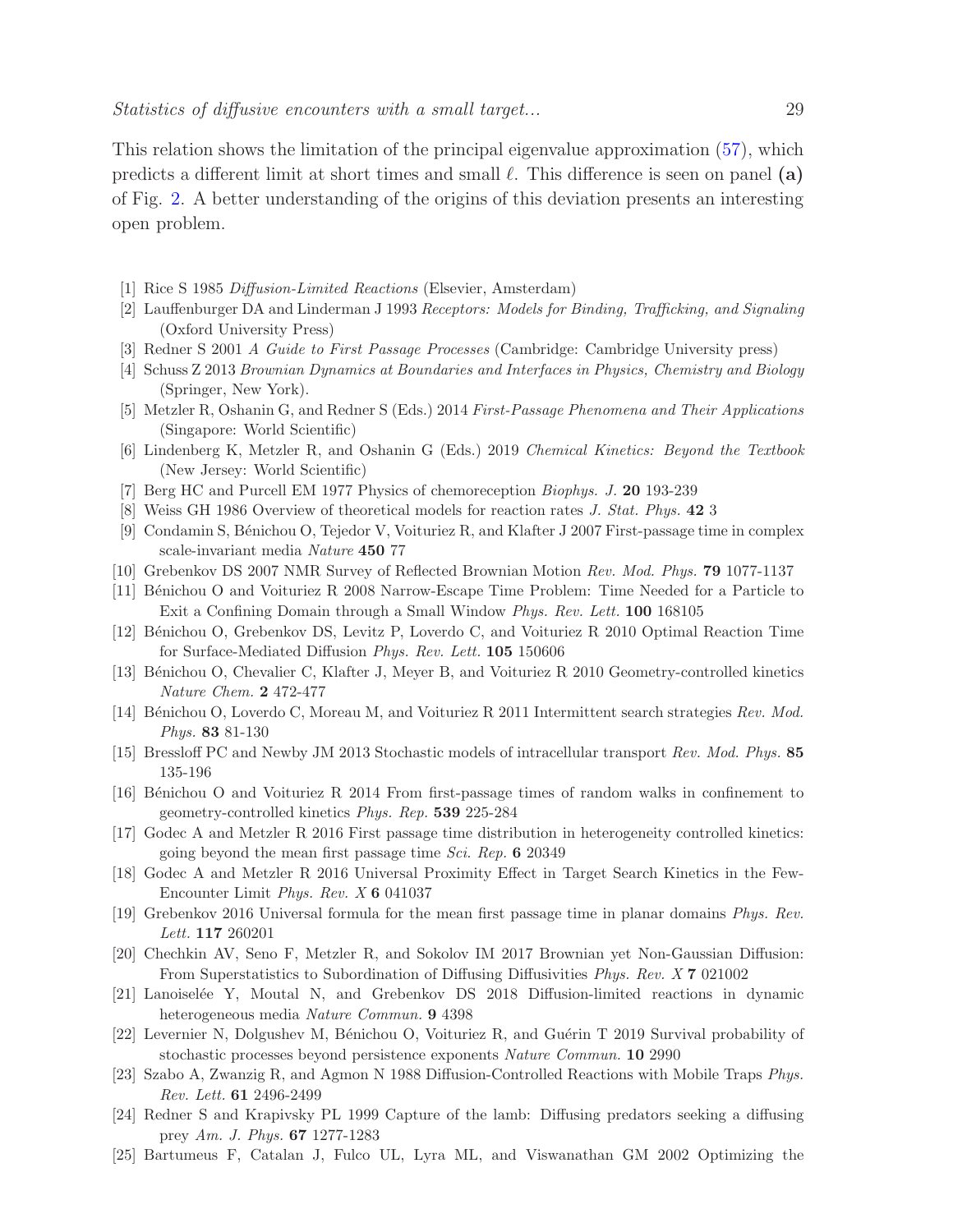This relation shows the limitation of the principal eigenvalue approximation (57), which predicts a different limit at short times and small $\ell$. This difference is seen on panel **(a)** of Fig. 2. A better understanding of the origins of this deviation presents an interesting open problem.

- [1] Rice S 1985 *Diffusion-Limited Reactions* (Elsevier, Amsterdam)
- [2] Lauffenburger DA and Linderman J 1993 *Receptors: Models for Binding, Trafficking, and Signaling* (Oxford University Press)
- [3] Redner S 2001 *A Guide to First Passage Processes* (Cambridge: Cambridge University press)
- [4] Schuss Z 2013 *Brownian Dynamics at Boundaries and Interfaces in Physics, Chemistry and Biology* (Springer, New York).
- [5] Metzler R, Oshanin G, and Redner S (Eds.) 2014 *First-Passage Phenomena and Their Applications* (Singapore: World Scientific)
- [6] Lindenberg K, Metzler R, and Oshanin G (Eds.) 2019 *Chemical Kinetics: Beyond the Textbook* (New Jersey: World Scientific)
- [7] Berg HC and Purcell EM 1977 Physics of chemoreception *Biophys. J.* **20** 193-239
- [8] Weiss GH 1986 Overview of theoretical models for reaction rates *J. Stat. Phys.* **42** 3
- [9] Condamin S, Bénichou O, Tejedor V, Voituriez R, and Klafter J 2007 First-passage time in complex scale-invariant media *Nature* **450** 77
- [10] Grebenkov DS 2007 NMR Survey of Reflected Brownian Motion *Rev. Mod. Phys.* **79** 1077-1137
- [11] Bénichou O and Voituriez R 2008 Narrow-Escape Time Problem: Time Needed for a Particle to Exit a Confining Domain through a Small Window *Phys. Rev. Lett.* **100** 168105
- [12] Bénichou O, Grebenkov DS, Levitz P, Loverdo C, and Voituriez R 2010 Optimal Reaction Time for Surface-Mediated Diffusion *Phys. Rev. Lett.* **105** 150606
- [13] Bénichou O, Chevalier C, Klafter J, Meyer B, and Voituriez R 2010 Geometry-controlled kinetics *Nature Chem.* **2** 472-477
- [14] Bénichou O, Loverdo C, Moreau M, and Voituriez R 2011 Intermittent search strategies *Rev. Mod. Phys.* **83** 81-130
- [15] Bressloff PC and Newby JM 2013 Stochastic models of intracellular transport *Rev. Mod. Phys.* **85** 135-196
- [16] Bénichou O and Voituriez R 2014 From first-passage times of random walks in confinement to geometry-controlled kinetics *Phys. Rep.* **539** 225-284
- [17] Godec A and Metzler R 2016 First passage time distribution in heterogeneity controlled kinetics: going beyond the mean first passage time *Sci. Rep.* **6** 20349
- [18] Godec A and Metzler R 2016 Universal Proximity Effect in Target Search Kinetics in the Few-Encounter Limit *Phys. Rev. X* **6** 041037
- [19] Grebenkov 2016 Universal formula for the mean first passage time in planar domains *Phys. Rev. Lett.* **117** 260201
- [20] Chechkin AV, Seno F, Metzler R, and Sokolov IM 2017 Brownian yet Non-Gaussian Diffusion: From Superstatistics to Subordination of Diffusing Diffusivities *Phys. Rev. X* **7** 021002
- [21] Lanoiselée Y, Moutal N, and Grebenkov DS 2018 Diffusion-limited reactions in dynamic heterogeneous media *Nature Commun.* **9** 4398
- [22] Levernier N, Dolgushev M, Bénichou O, Voituriez R, and Guérin T 2019 Survival probability of stochastic processes beyond persistence exponents *Nature Commun.* **10** 2990
- [23] Szabo A, Zwanzig R, and Agmon N 1988 Diffusion-Controlled Reactions with Mobile Traps *Phys. Rev. Lett.* **61** 2496-2499
- [24] Redner S and Krapivsky PL 1999 Capture of the lamb: Diffusing predators seeking a diffusing prey *Am. J. Phys.* **67** 1277-1283
- [25] Bartumeus F, Catalan J, Fulco UL, Lyra ML, and Viswanathan GM 2002 Optimizing the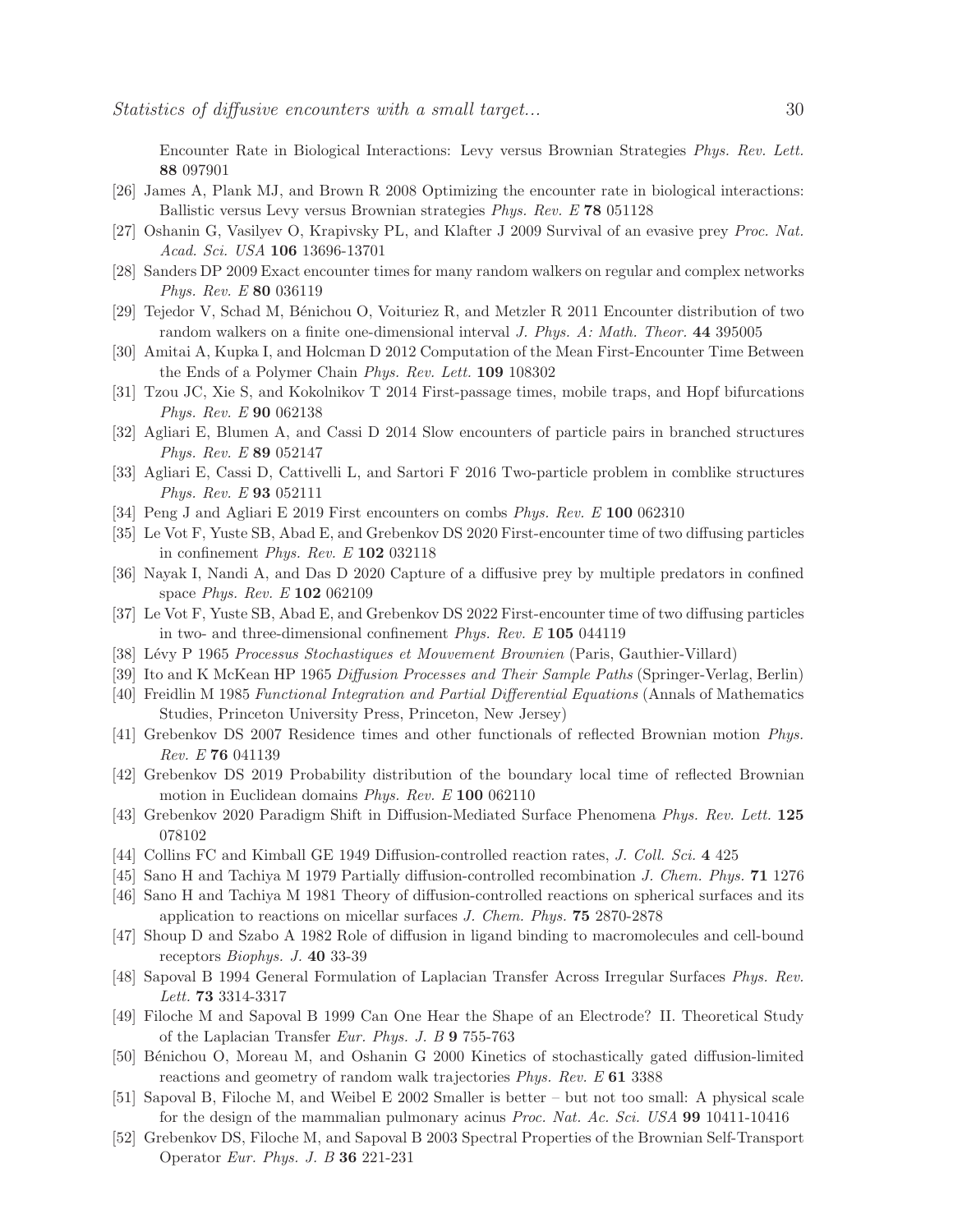Encounter Rate in Biological Interactions: Levy versus Brownian Strategies *Phys. Rev. Lett.* **88** 097901

[26] James A, Plank MJ, and Brown R 2008 Optimizing the encounter rate in biological interactions: Ballistic versus Levy versus Brownian strategies *Phys. Rev. E* **78** 051128

[27] Oshanin G, Vasilyev O, Krapivsky PL, and Klafter J 2009 Survival of an evasive prey *Proc. Nat. Acad. Sci. USA* **106** 13696-13701

[28] Sanders DP 2009 Exact encounter times for many random walkers on regular and complex networks *Phys. Rev. E* **80** 036119

[29] Tejedor V, Schad M, Bénichou O, Voituriez R, and Metzler R 2011 Encounter distribution of two random walkers on a finite one-dimensional interval *J. Phys. A: Math. Theor.* **44** 395005

[30] Amitai A, Kupka I, and Holcman D 2012 Computation of the Mean First-Encounter Time Between the Ends of a Polymer Chain *Phys. Rev. Lett.* **109** 108302

[31] Tzou JC, Xie S, and Kokolnikov T 2014 First-passage times, mobile traps, and Hopf bifurcations *Phys. Rev. E* **90** 062138

[32] Agliari E, Blumen A, and Cassi D 2014 Slow encounters of particle pairs in branched structures *Phys. Rev. E* **89** 052147

[33] Agliari E, Cassi D, Cattivelli L, and Sartori F 2016 Two-particle problem in comblike structures *Phys. Rev. E* **93** 052111

[34] Peng J and Agliari E 2019 First encounters on combs *Phys. Rev. E* **100** 062310

[35] Le Vot F, Yuste SB, Abad E, and Grebenkov DS 2020 First-encounter time of two diffusing particles in confinement *Phys. Rev. E* **102** 032118

[36] Nayak I, Nandi A, and Das D 2020 Capture of a diffusive prey by multiple predators in confined space *Phys. Rev. E* **102** 062109

[37] Le Vot F, Yuste SB, Abad E, and Grebenkov DS 2022 First-encounter time of two diffusing particles in two- and three-dimensional confinement *Phys. Rev. E* **105** 044119

[38] Lévy P 1965 *Processus Stochastiques et Mouvement Brownien* (Paris, Gauthier-Villard)

[39] Ito and K McKean HP 1965 *Diffusion Processes and Their Sample Paths* (Springer-Verlag, Berlin)

[40] Freidlin M 1985 *Functional Integration and Partial Differential Equations* (Annals of Mathematics Studies, Princeton University Press, Princeton, New Jersey)

[41] Grebenkov DS 2007 Residence times and other functionals of reflected Brownian motion *Phys. Rev. E* **76** 041139

[42] Grebenkov DS 2019 Probability distribution of the boundary local time of reflected Brownian motion in Euclidean domains *Phys. Rev. E* **100** 062110

[43] Grebenkov 2020 Paradigm Shift in Diffusion-Mediated Surface Phenomena *Phys. Rev. Lett.* **125** 078102

[44] Collins FC and Kimball GE 1949 Diffusion-controlled reaction rates, *J. Coll. Sci.* **4** 425

[45] Sano H and Tachiya M 1979 Partially diffusion-controlled recombination *J. Chem. Phys.* **71** 1276

[46] Sano H and Tachiya M 1981 Theory of diffusion-controlled reactions on spherical surfaces and its application to reactions on micellar surfaces *J. Chem. Phys.* **75** 2870-2878

[47] Shoup D and Szabo A 1982 Role of diffusion in ligand binding to macromolecules and cell-bound receptors *Biophys. J.* **40** 33-39

[48] Sapoval B 1994 General Formulation of Laplacian Transfer Across Irregular Surfaces *Phys. Rev. Lett.* **73** 3314-3317

[49] Filoche M and Sapoval B 1999 Can One Hear the Shape of an Electrode? II. Theoretical Study of the Laplacian Transfer *Eur. Phys. J. B* **9** 755-763

[50] Bénichou O, Moreau M, and Oshanin G 2000 Kinetics of stochastically gated diffusion-limited reactions and geometry of random walk trajectories *Phys. Rev. E* **61** 3388

[51] Sapoval B, Filoche M, and Weibel E 2002 Smaller is better – but not too small: A physical scale for the design of the mammalian pulmonary acinus *Proc. Nat. Ac. Sci. USA* **99** 10411-10416

[52] Grebenkov DS, Filoche M, and Sapoval B 2003 Spectral Properties of the Brownian Self-Transport Operator *Eur. Phys. J. B* **36** 221-231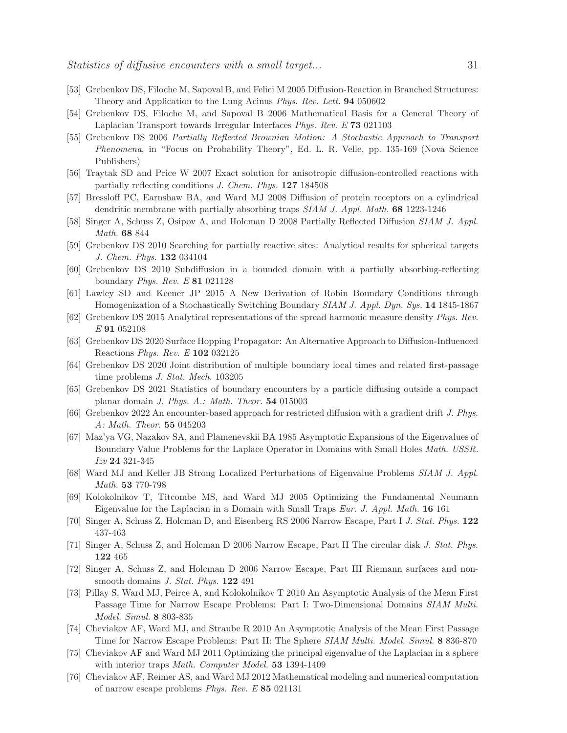[53] Grebenkov DS, Filoche M, Sapoval B, and Felici M 2005 Diffusion-Reaction in Branched Structures: Theory and Application to the Lung Acinus *Phys. Rev. Lett.* **94** 050602

[54] Grebenkov DS, Filoche M, and Sapoval B 2006 Mathematical Basis for a General Theory of Laplacian Transport towards Irregular Interfaces *Phys. Rev. E* **73** 021103

[55] Grebenkov DS 2006 *Partially Reflected Brownian Motion: A Stochastic Approach to Transport Phenomena*, in "Focus on Probability Theory", Ed. L. R. Velle, pp. 135-169 (Nova Science Publishers)

[56] Traytak SD and Price W 2007 Exact solution for anisotropic diffusion-controlled reactions with partially reflecting conditions *J. Chem. Phys.* **127** 184508

[57] Bressloff PC, Earnshaw BA, and Ward MJ 2008 Diffusion of protein receptors on a cylindrical dendritic membrane with partially absorbing traps *SIAM J. Appl. Math.* **68** 1223-1246

[58] Singer A, Schuss Z, Osipov A, and Holcman D 2008 Partially Reflected Diffusion *SIAM J. Appl. Math.* **68** 844

[59] Grebenkov DS 2010 Searching for partially reactive sites: Analytical results for spherical targets *J. Chem. Phys.* **132** 034104

[60] Grebenkov DS 2010 Subdiffusion in a bounded domain with a partially absorbing-reflecting boundary *Phys. Rev. E* **81** 021128

[61] Lawley SD and Keener JP 2015 A New Derivation of Robin Boundary Conditions through Homogenization of a Stochastically Switching Boundary *SIAM J. Appl. Dyn. Sys.* **14** 1845-1867

[62] Grebenkov DS 2015 Analytical representations of the spread harmonic measure density *Phys. Rev. E* **91** 052108

[63] Grebenkov DS 2020 Surface Hopping Propagator: An Alternative Approach to Diffusion-Influenced Reactions *Phys. Rev. E* **102** 032125

[64] Grebenkov DS 2020 Joint distribution of multiple boundary local times and related first-passage time problems *J. Stat. Mech.* 103205

[65] Grebenkov DS 2021 Statistics of boundary encounters by a particle diffusing outside a compact planar domain *J. Phys. A.: Math. Theor.* **54** 015003

[66] Grebenkov 2022 An encounter-based approach for restricted diffusion with a gradient drift *J. Phys. A: Math. Theor.* **55** 045203

[67] Maz'ya VG, Nazakov SA, and Plamenevskii BA 1985 Asymptotic Expansions of the Eigenvalues of Boundary Value Problems for the Laplace Operator in Domains with Small Holes *Math. USSR. Izv* **24** 321-345

[68] Ward MJ and Keller JB Strong Localized Perturbations of Eigenvalue Problems *SIAM J. Appl. Math.* **53** 770-798

[69] Kolokolnikov T, Titcombe MS, and Ward MJ 2005 Optimizing the Fundamental Neumann Eigenvalue for the Laplacian in a Domain with Small Traps *Eur. J. Appl. Math.* **16** 161

[70] Singer A, Schuss Z, Holcman D, and Eisenberg RS 2006 Narrow Escape, Part I *J. Stat. Phys.* **122** 437-463

[71] Singer A, Schuss Z, and Holcman D 2006 Narrow Escape, Part II The circular disk *J. Stat. Phys.* **122** 465

[72] Singer A, Schuss Z, and Holcman D 2006 Narrow Escape, Part III Riemann surfaces and non-smooth domains *J. Stat. Phys.* **122** 491

[73] Pillay S, Ward MJ, Peirce A, and Kolokolnikov T 2010 An Asymptotic Analysis of the Mean First Passage Time for Narrow Escape Problems: Part I: Two-Dimensional Domains *SIAM Multi. Model. Simul.* **8** 803-835

[74] Cheviakov AF, Ward MJ, and Straube R 2010 An Asymptotic Analysis of the Mean First Passage Time for Narrow Escape Problems: Part II: The Sphere *SIAM Multi. Model. Simul.* **8** 836-870

[75] Cheviakov AF and Ward MJ 2011 Optimizing the principal eigenvalue of the Laplacian in a sphere with interior traps *Math. Computer Model.* **53** 1394-1409

[76] Cheviakov AF, Reimer AS, and Ward MJ 2012 Mathematical modeling and numerical computation of narrow escape problems *Phys. Rev. E* **85** 021131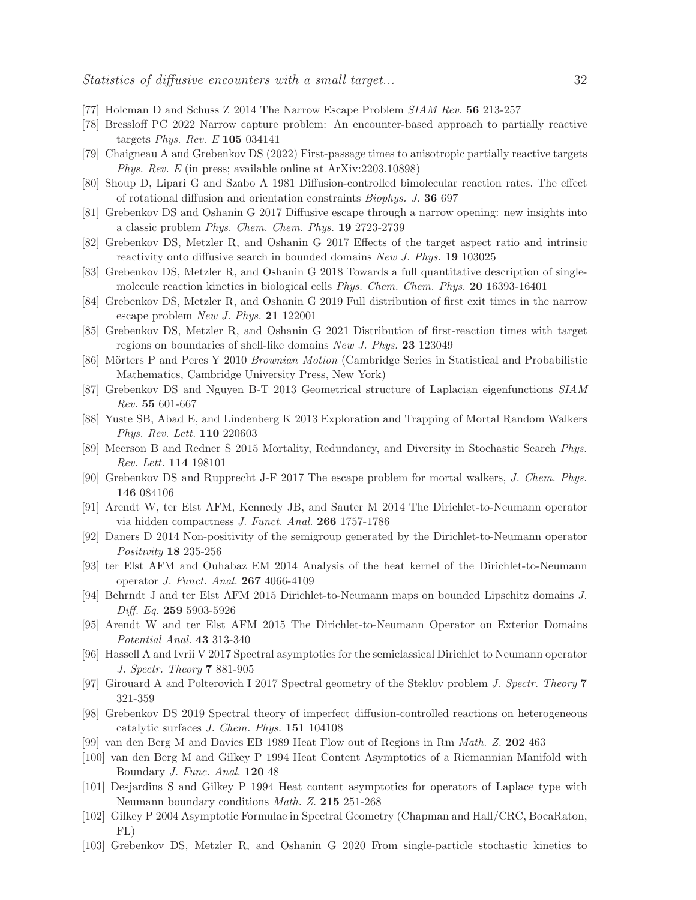[77] Holcman D and Schuss Z 2014 The Narrow Escape Problem *SIAM Rev.* **56** 213-257

[78] Bressloff PC 2022 Narrow capture problem: An encounter-based approach to partially reactive targets *Phys. Rev. E* **105** 034141

[79] Chaigneau A and Grebenkov DS (2022) First-passage times to anisotropic partially reactive targets *Phys. Rev. E* (in press; available online at ArXiv:2203.10898)

[80] Shoup D, Lipari G and Szabo A 1981 Diffusion-controlled bimolecular reaction rates. The effect of rotational diffusion and orientation constraints *Biophys. J.* **36** 697

[81] Grebenkov DS and Oshanin G 2017 Diffusive escape through a narrow opening: new insights into a classic problem *Phys. Chem. Chem. Phys.* **19** 2723-2739

[82] Grebenkov DS, Metzler R, and Oshanin G 2017 Effects of the target aspect ratio and intrinsic reactivity onto diffusive search in bounded domains *New J. Phys.* **19** 103025

[83] Grebenkov DS, Metzler R, and Oshanin G 2018 Towards a full quantitative description of single-molecule reaction kinetics in biological cells *Phys. Chem. Chem. Phys.* **20** 16393-16401

[84] Grebenkov DS, Metzler R, and Oshanin G 2019 Full distribution of first exit times in the narrow escape problem *New J. Phys.* **21** 122001

[85] Grebenkov DS, Metzler R, and Oshanin G 2021 Distribution of first-reaction times with target regions on boundaries of shell-like domains *New J. Phys.* **23** 123049

[86] Mörters P and Peres Y 2010 *Brownian Motion* (Cambridge Series in Statistical and Probabilistic Mathematics, Cambridge University Press, New York)

[87] Grebenkov DS and Nguyen B-T 2013 Geometrical structure of Laplacian eigenfunctions *SIAM Rev.* **55** 601-667

[88] Yuste SB, Abad E, and Lindenberg K 2013 Exploration and Trapping of Mortal Random Walkers *Phys. Rev. Lett.* **110** 220603

[89] Meerson B and Redner S 2015 Mortality, Redundancy, and Diversity in Stochastic Search *Phys. Rev. Lett.* **114** 198101

[90] Grebenkov DS and Rupprecht J-F 2017 The escape problem for mortal walkers, *J. Chem. Phys.* **146** 084106

[91] Arendt W, ter Elst AFM, Kennedy JB, and Sauter M 2014 The Dirichlet-to-Neumann operator via hidden compactness *J. Funct. Anal.* **266** 1757-1786

[92] Daners D 2014 Non-positivity of the semigroup generated by the Dirichlet-to-Neumann operator *Positivity* **18** 235-256

[93] ter Elst AFM and Ouhabaz EM 2014 Analysis of the heat kernel of the Dirichlet-to-Neumann operator *J. Funct. Anal.* **267** 4066-4109

[94] Behrndt J and ter Elst AFM 2015 Dirichlet-to-Neumann maps on bounded Lipschitz domains *J. Diff. Eq.* **259** 5903-5926

[95] Arendt W and ter Elst AFM 2015 The Dirichlet-to-Neumann Operator on Exterior Domains *Potential Anal.* **43** 313-340

[96] Hassell A and Ivrii V 2017 Spectral asymptotics for the semiclassical Dirichlet to Neumann operator *J. Spectr. Theory* **7** 881-905

[97] Girouard A and Polterovich I 2017 Spectral geometry of the Steklov problem *J. Spectr. Theory* **7** 321-359

[98] Grebenkov DS 2019 Spectral theory of imperfect diffusion-controlled reactions on heterogeneous catalytic surfaces *J. Chem. Phys.* **151** 104108

[99] van den Berg M and Davies EB 1989 Heat Flow out of Regions in Rm *Math. Z.* **202** 463

[100] van den Berg M and Gilkey P 1994 Heat Content Asymptotics of a Riemannian Manifold with Boundary *J. Func. Anal.* **120** 48

[101] Desjardins S and Gilkey P 1994 Heat content asymptotics for operators of Laplace type with Neumann boundary conditions *Math. Z.* **215** 251-268

[102] Gilkey P 2004 Asymptotic Formulae in Spectral Geometry (Chapman and Hall/CRC, BocaRaton, FL)

[103] Grebenkov DS, Metzler R, and Oshanin G 2020 From single-particle stochastic kinetics to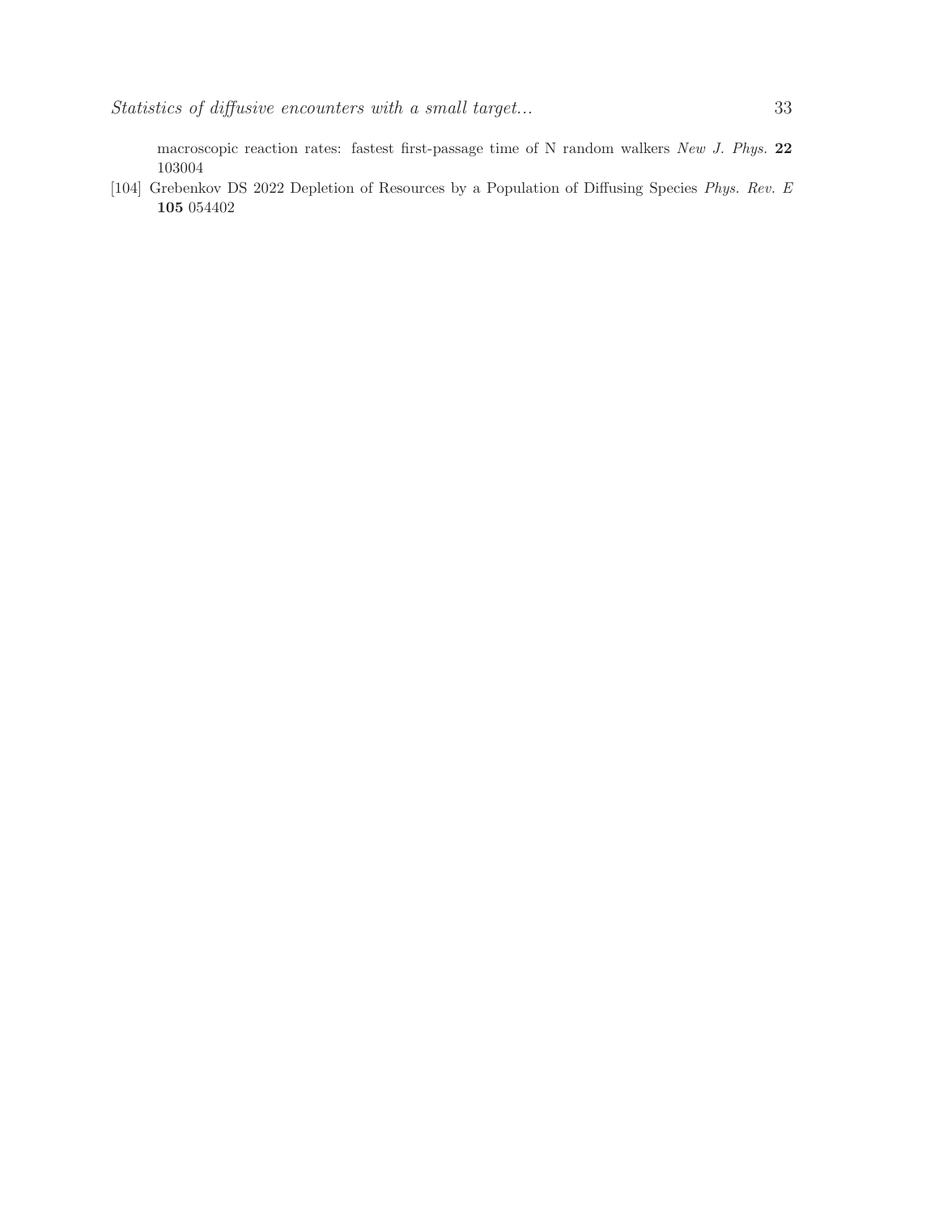macroscopic reaction rates: fastest first-passage time of N random walkers *New J. Phys.* **22** 103004

[104] Grebenkov DS 2022 Depletion of Resources by a Population of Diffusing Species *Phys. Rev. E* **105** 054402